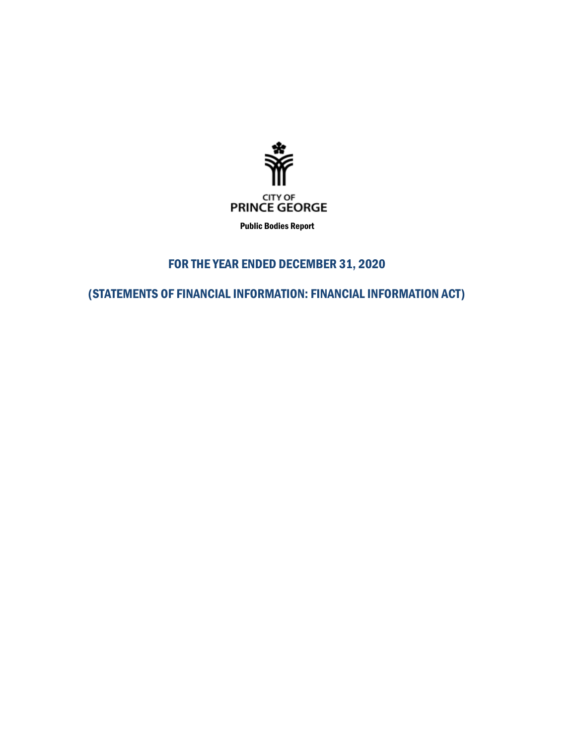CITY OF
PRINCE GEORGE

**Public Bodies Report**

## FOR THE YEAR ENDED DECEMBER 31, 2020

## (STATEMENTS OF FINANCIAL INFORMATION: FINANCIAL INFORMATION ACT)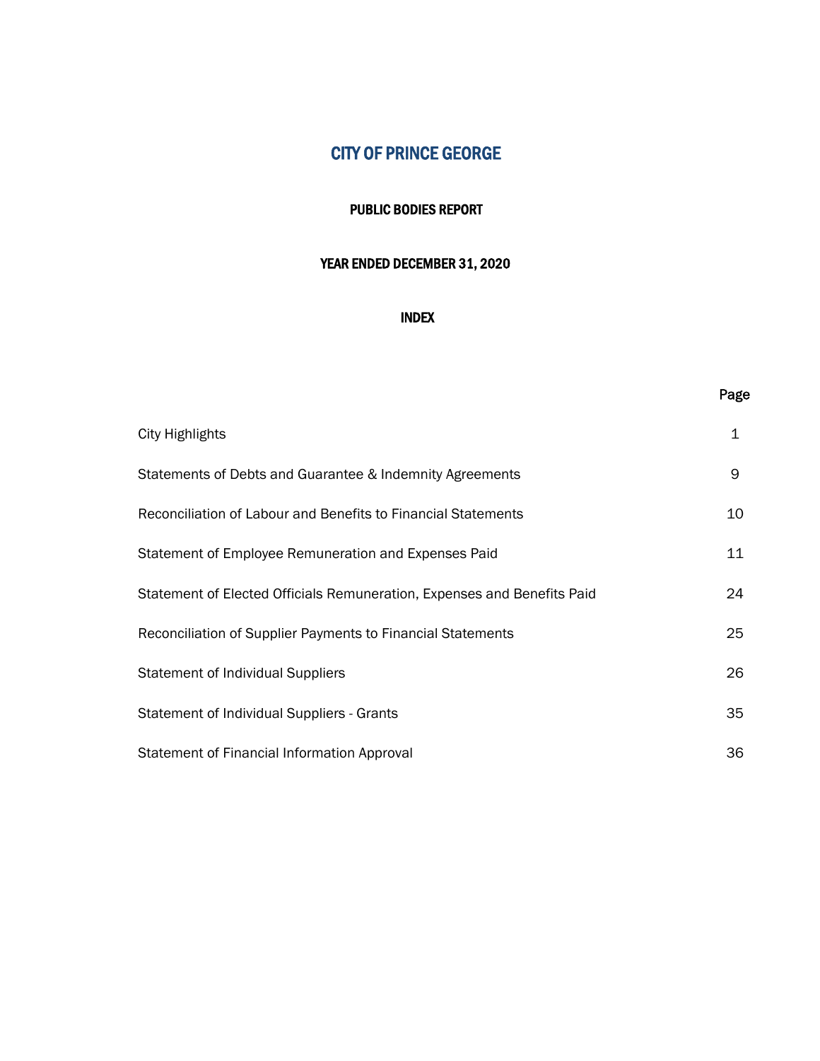# CITY OF PRINCE GEORGE

## PUBLIC BODIES REPORT

## YEAR ENDED DECEMBER 31, 2020

## INDEX

| | Page |
|---|---|
| City Highlights | 1 |
| Statements of Debts and Guarantee & Indemnity Agreements | 9 |
| Reconciliation of Labour and Benefits to Financial Statements | 10 |
| Statement of Employee Remuneration and Expenses Paid | 11 |
| Statement of Elected Officials Remuneration, Expenses and Benefits Paid | 24 |
| Reconciliation of Supplier Payments to Financial Statements | 25 |
| Statement of Individual Suppliers | 26 |
| Statement of Individual Suppliers - Grants | 35 |
| Statement of Financial Information Approval | 36 |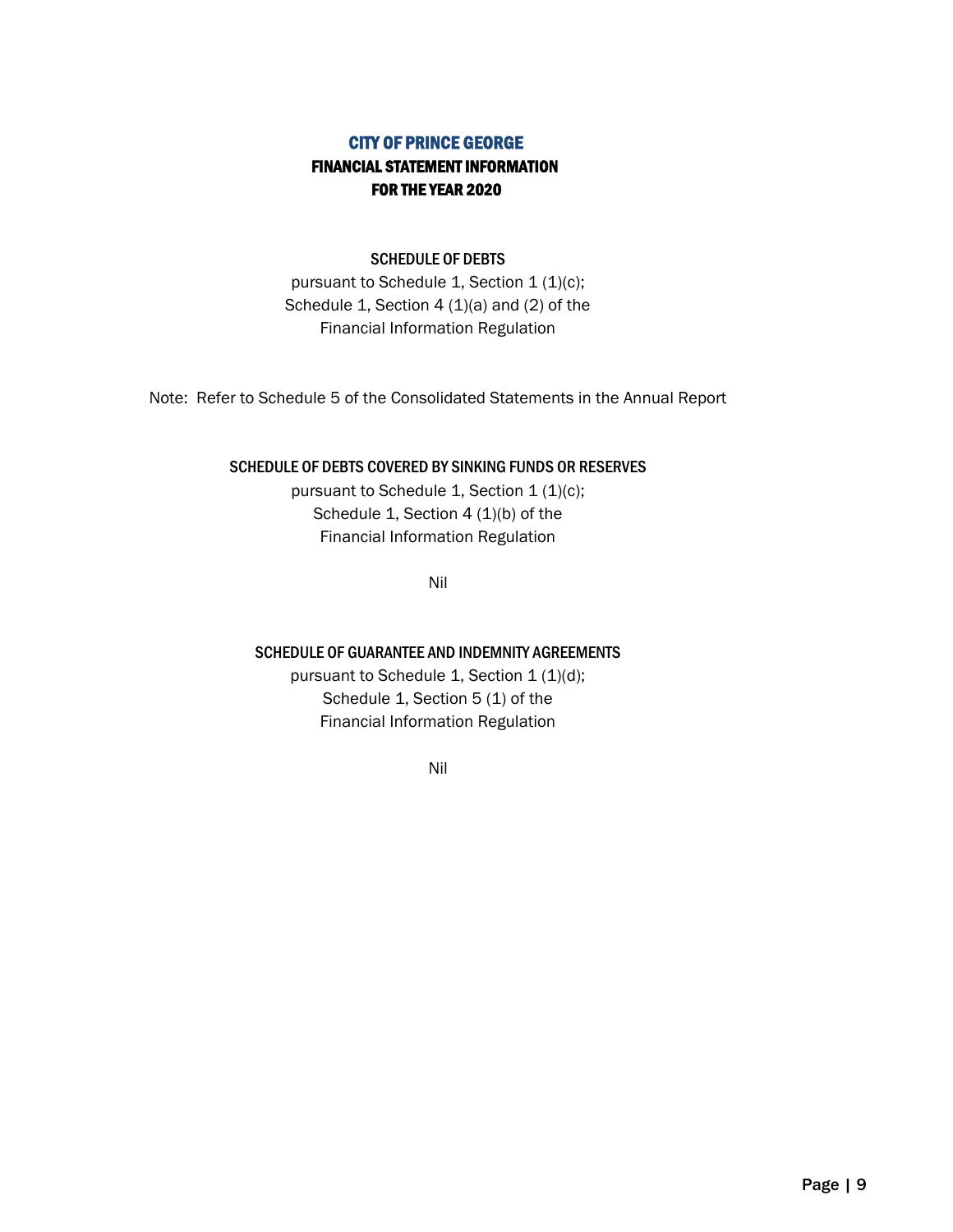# CITY OF PRINCE GEORGE

## FINANCIAL STATEMENT INFORMATION

## FOR THE YEAR 2020

### SCHEDULE OF DEBTS

pursuant to Schedule 1, Section 1 (1)(c);
Schedule 1, Section 4 (1)(a) and (2) of the
Financial Information Regulation

Note: Refer to Schedule 5 of the Consolidated Statements in the Annual Report

### SCHEDULE OF DEBTS COVERED BY SINKING FUNDS OR RESERVES

pursuant to Schedule 1, Section 1 (1)(c);
Schedule 1, Section 4 (1)(b) of the
Financial Information Regulation

Nil

### SCHEDULE OF GUARANTEE AND INDEMNITY AGREEMENTS

pursuant to Schedule 1, Section 1 (1)(d);
Schedule 1, Section 5 (1) of the
Financial Information Regulation

Nil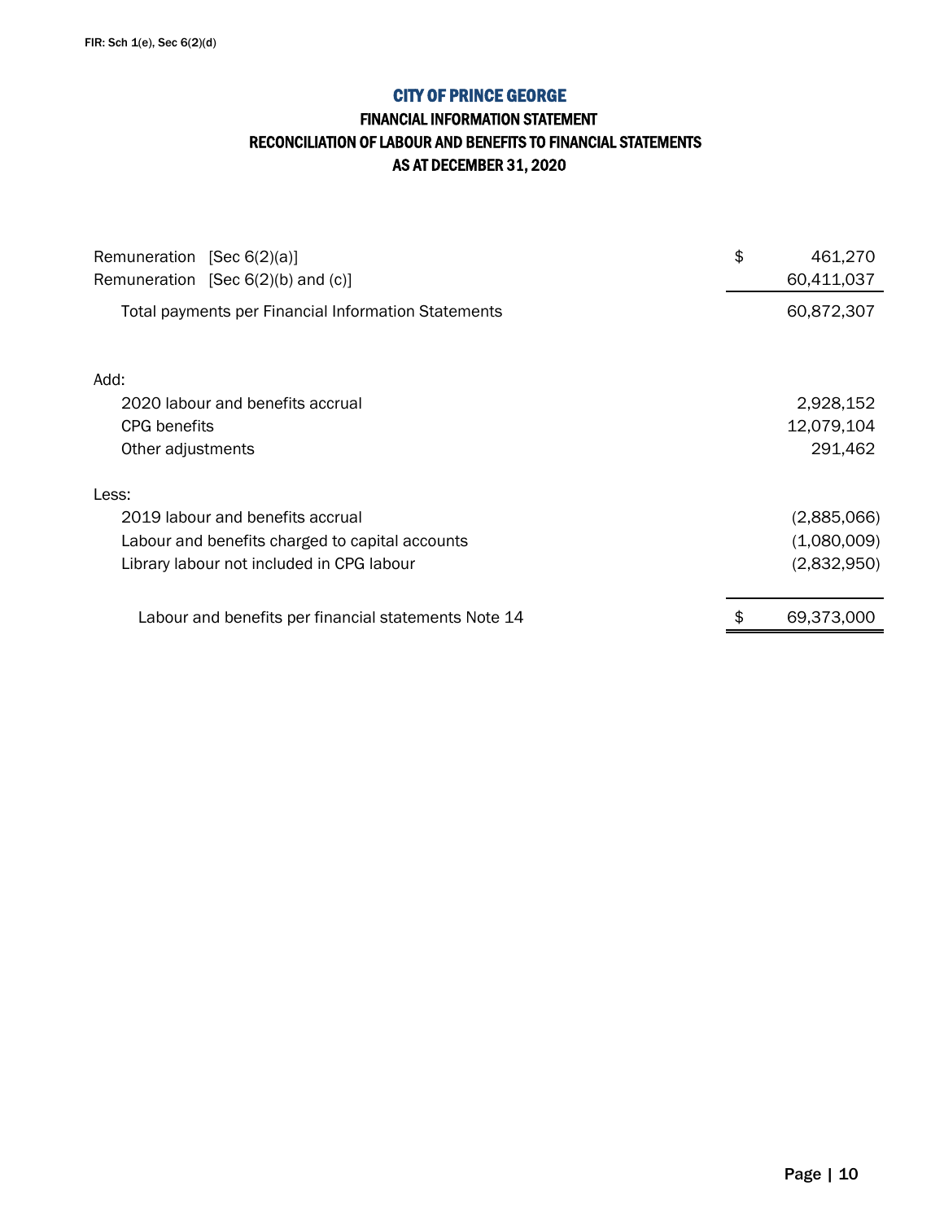FIR: Sch 1(e), Sec 6(2)(d)

# CITY OF PRINCE GEORGE

## FINANCIAL INFORMATION STATEMENT
## RECONCILIATION OF LABOUR AND BENEFITS TO FINANCIAL STATEMENTS
## AS AT DECEMBER 31, 2020

| | |
|---|---|
| Remuneration [Sec 6(2)(a)] | $ 461,270 |
| Remuneration [Sec 6(2)(b) and (c)] | 60,411,037 |
| Total payments per Financial Information Statements | 60,872,307 |
| | |
| Add: | |
| 2020 labour and benefits accrual | 2,928,152 |
| CPG benefits | 12,079,104 |
| Other adjustments | 291,462 |
| | |
| Less: | |
| 2019 labour and benefits accrual | (2,885,066) |
| Labour and benefits charged to capital accounts | (1,080,009) |
| Library labour not included in CPG labour | (2,832,950) |
| | |
| Labour and benefits per financial statements Note 14 | $ 69,373,000 |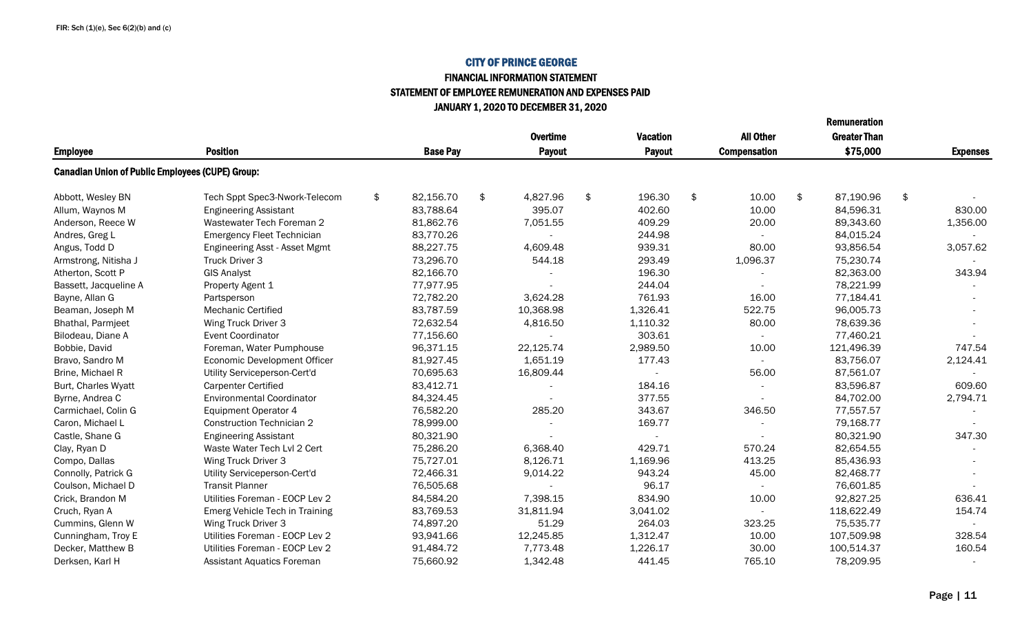FIR: Sch (1)(e), Sec 6(2)(b) and (c)

# CITY OF PRINCE GEORGE

## FINANCIAL INFORMATION STATEMENT

## STATEMENT OF EMPLOYEE REMUNERATION AND EXPENSES PAID

## JANUARY 1, 2020 TO DECEMBER 31, 2020

| Employee | Position | Base Pay | Overtime Payout | Vacation Payout | All Other Compensation | Remuneration Greater Than $75,000 | Expenses |
|---|---|---|---|---|---|---|---|
| **Canadian Union of Public Employees (CUPE) Group:** | | | | | | | |
| Abbott, Wesley BN | Tech Sppt Spec3-Nwork-Telecom | $ 82,156.70 | $ 4,827.96 | $ 196.30 | $ 10.00 | $ 87,190.96 | $ - |
| Allum, Waynos M | Engineering Assistant | 83,788.64 | 395.07 | 402.60 | 10.00 | 84,596.31 | 830.00 |
| Anderson, Reece W | Wastewater Tech Foreman 2 | 81,862.76 | 7,051.55 | 409.29 | 20.00 | 89,343.60 | 1,356.00 |
| Andres, Greg L | Emergency Fleet Technician | 83,770.26 | - | 244.98 | - | 84,015.24 | - |
| Angus, Todd D | Engineering Asst - Asset Mgmt | 88,227.75 | 4,609.48 | 939.31 | 80.00 | 93,856.54 | 3,057.62 |
| Armstrong, Nitisha J | Truck Driver 3 | 73,296.70 | 544.18 | 293.49 | 1,096.37 | 75,230.74 | - |
| Atherton, Scott P | GIS Analyst | 82,166.70 | - | 196.30 | - | 82,363.00 | 343.94 |
| Bassett, Jacqueline A | Property Agent 1 | 77,977.95 | - | 244.04 | - | 78,221.99 | - |
| Bayne, Allan G | Partsperson | 72,782.20 | 3,624.28 | 761.93 | 16.00 | 77,184.41 | - |
| Beaman, Joseph M | Mechanic Certified | 83,787.59 | 10,368.98 | 1,326.41 | 522.75 | 96,005.73 | - |
| Bhathal, Parmjeet | Wing Truck Driver 3 | 72,632.54 | 4,816.50 | 1,110.32 | 80.00 | 78,639.36 | - |
| Bilodeau, Diane A | Event Coordinator | 77,156.60 | - | 303.61 | - | 77,460.21 | - |
| Bobbie, David | Foreman, Water Pumphouse | 96,371.15 | 22,125.74 | 2,989.50 | 10.00 | 121,496.39 | 747.54 |
| Bravo, Sandro M | Economic Development Officer | 81,927.45 | 1,651.19 | 177.43 | - | 83,756.07 | 2,124.41 |
| Brine, Michael R | Utility Serviceperson-Cert'd | 70,695.63 | 16,809.44 | - | 56.00 | 87,561.07 | - |
| Burt, Charles Wyatt | Carpenter Certified | 83,412.71 | - | 184.16 | - | 83,596.87 | 609.60 |
| Byrne, Andrea C | Environmental Coordinator | 84,324.45 | - | 377.55 | - | 84,702.00 | 2,794.71 |
| Carmichael, Colin G | Equipment Operator 4 | 76,582.20 | 285.20 | 343.67 | 346.50 | 77,557.57 | - |
| Caron, Michael L | Construction Technician 2 | 78,999.00 | - | 169.77 | - | 79,168.77 | - |
| Castle, Shane G | Engineering Assistant | 80,321.90 | - | - | - | 80,321.90 | 347.30 |
| Clay, Ryan D | Waste Water Tech Lvl 2 Cert | 75,286.20 | 6,368.40 | 429.71 | 570.24 | 82,654.55 | - |
| Compo, Dallas | Wing Truck Driver 3 | 75,727.01 | 8,126.71 | 1,169.96 | 413.25 | 85,436.93 | - |
| Connolly, Patrick G | Utility Serviceperson-Cert'd | 72,466.31 | 9,014.22 | 943.24 | 45.00 | 82,468.77 | - |
| Coulson, Michael D | Transit Planner | 76,505.68 | - | 96.17 | - | 76,601.85 | - |
| Crick, Brandon M | Utilities Foreman - EOCP Lev 2 | 84,584.20 | 7,398.15 | 834.90 | 10.00 | 92,827.25 | 636.41 |
| Cruch, Ryan A | Emerg Vehicle Tech in Training | 83,769.53 | 31,811.94 | 3,041.02 | - | 118,622.49 | 154.74 |
| Cummins, Glenn W | Wing Truck Driver 3 | 74,897.20 | 51.29 | 264.03 | 323.25 | 75,535.77 | - |
| Cunningham, Troy E | Utilities Foreman - EOCP Lev 2 | 93,941.66 | 12,245.85 | 1,312.47 | 10.00 | 107,509.98 | 328.54 |
| Decker, Matthew B | Utilities Foreman - EOCP Lev 2 | 91,484.72 | 7,773.48 | 1,226.17 | 30.00 | 100,514.37 | 160.54 |
| Derksen, Karl H | Assistant Aquatics Foreman | 75,660.92 | 1,342.48 | 441.45 | 765.10 | 78,209.95 | - |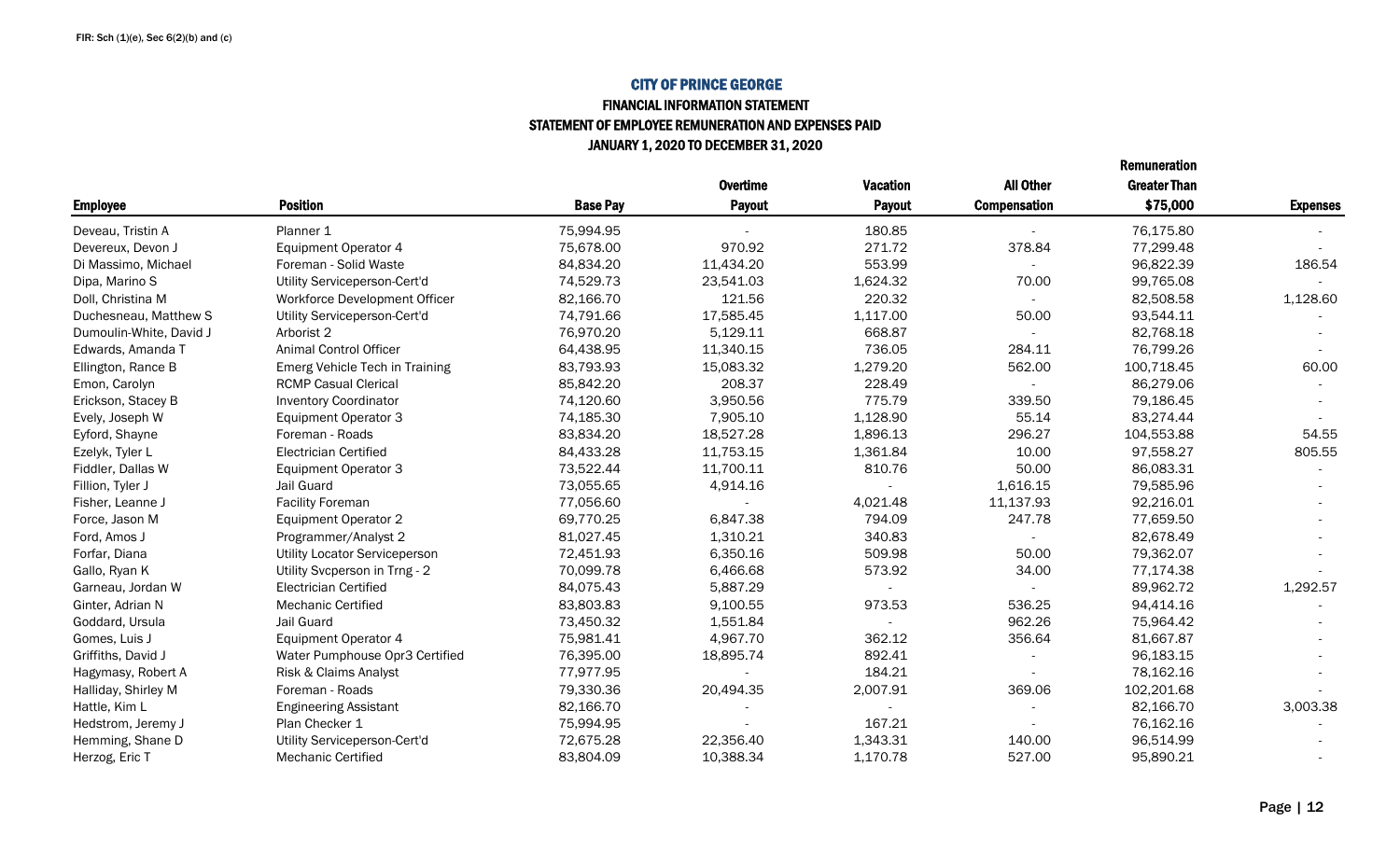FIR: Sch (1)(e), Sec 6(2)(b) and (c)

## CITY OF PRINCE GEORGE

### FINANCIAL INFORMATION STATEMENT
### STATEMENT OF EMPLOYEE REMUNERATION AND EXPENSES PAID
### JANUARY 1, 2020 TO DECEMBER 31, 2020

| Employee | Position | Base Pay | Overtime Payout | Vacation Payout | All Other Compensation | Remuneration Greater Than $75,000 | Expenses |
|---|---|---|---|---|---|---|---|
| Deveau, Tristin A | Planner 1 | 75,994.95 | - | 180.85 | - | 76,175.80 | - |
| Devereux, Devon J | Equipment Operator 4 | 75,678.00 | 970.92 | 271.72 | 378.84 | 77,299.48 | - |
| Di Massimo, Michael | Foreman - Solid Waste | 84,834.20 | 11,434.20 | 553.99 | - | 96,822.39 | 186.54 |
| Dipa, Marino S | Utility Serviceperson-Cert'd | 74,529.73 | 23,541.03 | 1,624.32 | 70.00 | 99,765.08 | - |
| Doll, Christina M | Workforce Development Officer | 82,166.70 | 121.56 | 220.32 | - | 82,508.58 | 1,128.60 |
| Duchesneau, Matthew S | Utility Serviceperson-Cert'd | 74,791.66 | 17,585.45 | 1,117.00 | 50.00 | 93,544.11 | - |
| Dumoulin-White, David J | Arborist 2 | 76,970.20 | 5,129.11 | 668.87 | - | 82,768.18 | - |
| Edwards, Amanda T | Animal Control Officer | 64,438.95 | 11,340.15 | 736.05 | 284.11 | 76,799.26 | - |
| Ellington, Rance B | Emerg Vehicle Tech in Training | 83,793.93 | 15,083.32 | 1,279.20 | 562.00 | 100,718.45 | 60.00 |
| Emon, Carolyn | RCMP Casual Clerical | 85,842.20 | 208.37 | 228.49 | - | 86,279.06 | - |
| Erickson, Stacey B | Inventory Coordinator | 74,120.60 | 3,950.56 | 775.79 | 339.50 | 79,186.45 | - |
| Evely, Joseph W | Equipment Operator 3 | 74,185.30 | 7,905.10 | 1,128.90 | 55.14 | 83,274.44 | - |
| Eyford, Shayne | Foreman - Roads | 83,834.20 | 18,527.28 | 1,896.13 | 296.27 | 104,553.88 | 54.55 |
| Ezelyk, Tyler L | Electrician Certified | 84,433.28 | 11,753.15 | 1,361.84 | 10.00 | 97,558.27 | 805.55 |
| Fiddler, Dallas W | Equipment Operator 3 | 73,522.44 | 11,700.11 | 810.76 | 50.00 | 86,083.31 | - |
| Fillion, Tyler J | Jail Guard | 73,055.65 | 4,914.16 | - | 1,616.15 | 79,585.96 | - |
| Fisher, Leanne J | Facility Foreman | 77,056.60 | - | 4,021.48 | 11,137.93 | 92,216.01 | - |
| Force, Jason M | Equipment Operator 2 | 69,770.25 | 6,847.38 | 794.09 | 247.78 | 77,659.50 | - |
| Ford, Amos J | Programmer/Analyst 2 | 81,027.45 | 1,310.21 | 340.83 | - | 82,678.49 | - |
| Forfar, Diana | Utility Locator Serviceperson | 72,451.93 | 6,350.16 | 509.98 | 50.00 | 79,362.07 | - |
| Gallo, Ryan K | Utility Svcperson in Trng - 2 | 70,099.78 | 6,466.68 | 573.92 | 34.00 | 77,174.38 | - |
| Garneau, Jordan W | Electrician Certified | 84,075.43 | 5,887.29 | - | - | 89,962.72 | 1,292.57 |
| Ginter, Adrian N | Mechanic Certified | 83,803.83 | 9,100.55 | 973.53 | 536.25 | 94,414.16 | - |
| Goddard, Ursula | Jail Guard | 73,450.32 | 1,551.84 | - | 962.26 | 75,964.42 | - |
| Gomes, Luis J | Equipment Operator 4 | 75,981.41 | 4,967.70 | 362.12 | 356.64 | 81,667.87 | - |
| Griffiths, David J | Water Pumphouse Opr3 Certified | 76,395.00 | 18,895.74 | 892.41 | - | 96,183.15 | - |
| Hagymasy, Robert A | Risk & Claims Analyst | 77,977.95 | - | 184.21 | - | 78,162.16 | - |
| Halliday, Shirley M | Foreman - Roads | 79,330.36 | 20,494.35 | 2,007.91 | 369.06 | 102,201.68 | - |
| Hattle, Kim L | Engineering Assistant | 82,166.70 | - | - | - | 82,166.70 | 3,003.38 |
| Hedstrom, Jeremy J | Plan Checker 1 | 75,994.95 | - | 167.21 | - | 76,162.16 | - |
| Hemming, Shane D | Utility Serviceperson-Cert'd | 72,675.28 | 22,356.40 | 1,343.31 | 140.00 | 96,514.99 | - |
| Herzog, Eric T | Mechanic Certified | 83,804.09 | 10,388.34 | 1,170.78 | 527.00 | 95,890.21 | - |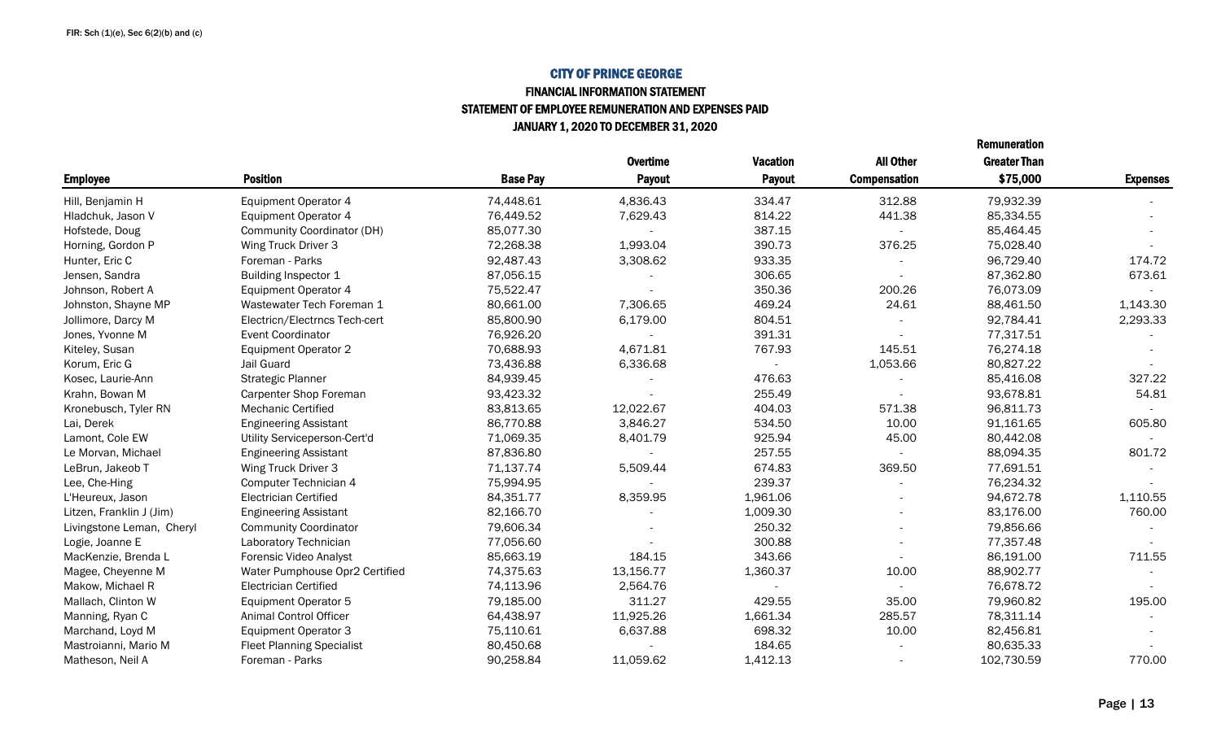FIR: Sch (1)(e), Sec 6(2)(b) and (c)

# CITY OF PRINCE GEORGE

## FINANCIAL INFORMATION STATEMENT

## STATEMENT OF EMPLOYEE REMUNERATION AND EXPENSES PAID

## JANUARY 1, 2020 TO DECEMBER 31, 2020

| Employee | Position | Base Pay | Overtime Payout | Vacation Payout | All Other Compensation | Remuneration Greater Than $75,000 | Expenses |
|---|---|---|---|---|---|---|---|
| Hill, Benjamin H | Equipment Operator 4 | 74,448.61 | 4,836.43 | 334.47 | 312.88 | 79,932.39 | - |
| Hladchuk, Jason V | Equipment Operator 4 | 76,449.52 | 7,629.43 | 814.22 | 441.38 | 85,334.55 | - |
| Hofstede, Doug | Community Coordinator (DH) | 85,077.30 | - | 387.15 | - | 85,464.45 | - |
| Horning, Gordon P | Wing Truck Driver 3 | 72,268.38 | 1,993.04 | 390.73 | 376.25 | 75,028.40 | - |
| Hunter, Eric C | Foreman - Parks | 92,487.43 | 3,308.62 | 933.35 | - | 96,729.40 | 174.72 |
| Jensen, Sandra | Building Inspector 1 | 87,056.15 | - | 306.65 | - | 87,362.80 | 673.61 |
| Johnson, Robert A | Equipment Operator 4 | 75,522.47 | - | 350.36 | 200.26 | 76,073.09 | - |
| Johnston, Shayne MP | Wastewater Tech Foreman 1 | 80,661.00 | 7,306.65 | 469.24 | 24.61 | 88,461.50 | 1,143.30 |
| Jollimore, Darcy M | Electricn/Electrncs Tech-cert | 85,800.90 | 6,179.00 | 804.51 | - | 92,784.41 | 2,293.33 |
| Jones, Yvonne M | Event Coordinator | 76,926.20 | - | 391.31 | - | 77,317.51 | - |
| Kiteley, Susan | Equipment Operator 2 | 70,688.93 | 4,671.81 | 767.93 | 145.51 | 76,274.18 | - |
| Korum, Eric G | Jail Guard | 73,436.88 | 6,336.68 | - | 1,053.66 | 80,827.22 | - |
| Kosec, Laurie-Ann | Strategic Planner | 84,939.45 | - | 476.63 | - | 85,416.08 | 327.22 |
| Krahn, Bowan M | Carpenter Shop Foreman | 93,423.32 | - | 255.49 | - | 93,678.81 | 54.81 |
| Kronebusch, Tyler RN | Mechanic Certified | 83,813.65 | 12,022.67 | 404.03 | 571.38 | 96,811.73 | - |
| Lai, Derek | Engineering Assistant | 86,770.88 | 3,846.27 | 534.50 | 10.00 | 91,161.65 | 605.80 |
| Lamont, Cole EW | Utility Serviceperson-Cert'd | 71,069.35 | 8,401.79 | 925.94 | 45.00 | 80,442.08 | - |
| Le Morvan, Michael | Engineering Assistant | 87,836.80 | - | 257.55 | - | 88,094.35 | 801.72 |
| LeBrun, Jakeob T | Wing Truck Driver 3 | 71,137.74 | 5,509.44 | 674.83 | 369.50 | 77,691.51 | - |
| Lee, Che-Hing | Computer Technician 4 | 75,994.95 | - | 239.37 | - | 76,234.32 | - |
| L'Heureux, Jason | Electrician Certified | 84,351.77 | 8,359.95 | 1,961.06 | - | 94,672.78 | 1,110.55 |
| Litzen, Franklin J (Jim) | Engineering Assistant | 82,166.70 | - | 1,009.30 | - | 83,176.00 | 760.00 |
| Livingstone Leman, Cheryl | Community Coordinator | 79,606.34 | - | 250.32 | - | 79,856.66 | - |
| Logie, Joanne E | Laboratory Technician | 77,056.60 | - | 300.88 | - | 77,357.48 | - |
| MacKenzie, Brenda L | Forensic Video Analyst | 85,663.19 | 184.15 | 343.66 | - | 86,191.00 | 711.55 |
| Magee, Cheyenne M | Water Pumphouse Opr2 Certified | 74,375.63 | 13,156.77 | 1,360.37 | 10.00 | 88,902.77 | - |
| Makow, Michael R | Electrician Certified | 74,113.96 | 2,564.76 | - | - | 76,678.72 | - |
| Mallach, Clinton W | Equipment Operator 5 | 79,185.00 | 311.27 | 429.55 | 35.00 | 79,960.82 | 195.00 |
| Manning, Ryan C | Animal Control Officer | 64,438.97 | 11,925.26 | 1,661.34 | 285.57 | 78,311.14 | - |
| Marchand, Loyd M | Equipment Operator 3 | 75,110.61 | 6,637.88 | 698.32 | 10.00 | 82,456.81 | - |
| Mastroianni, Mario M | Fleet Planning Specialist | 80,450.68 | - | 184.65 | - | 80,635.33 | - |
| Matheson, Neil A | Foreman - Parks | 90,258.84 | 11,059.62 | 1,412.13 | - | 102,730.59 | 770.00 |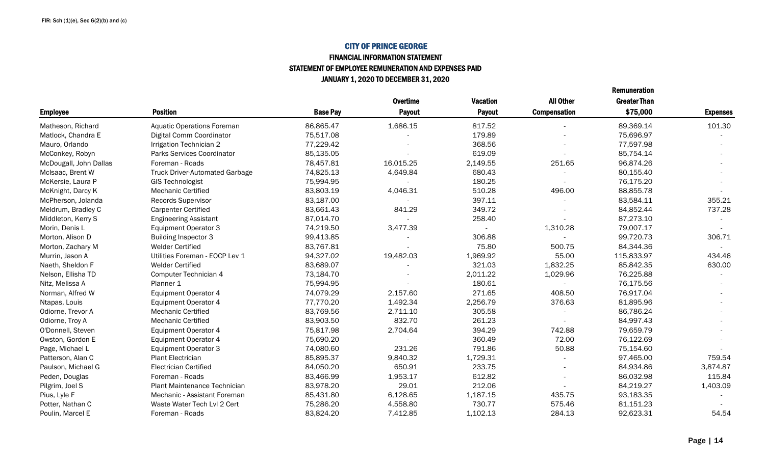FIR: Sch (1)(e), Sec 6(2)(b) and (c)

# CITY OF PRINCE GEORGE

## FINANCIAL INFORMATION STATEMENT

## STATEMENT OF EMPLOYEE REMUNERATION AND EXPENSES PAID

## JANUARY 1, 2020 TO DECEMBER 31, 2020

| Employee | Position | Base Pay | Overtime Payout | Vacation Payout | All Other Compensation | Remuneration Greater Than $75,000 | Expenses |
|---|---|---|---|---|---|---|---|
| Matheson, Richard | Aquatic Operations Foreman | 86,865.47 | 1,686.15 | 817.52 | - | 89,369.14 | 101.30 |
| Matlock, Chandra E | Digital Comm Coordinator | 75,517.08 | - | 179.89 | - | 75,696.97 | - |
| Mauro, Orlando | Irrigation Technician 2 | 77,229.42 | - | 368.56 | - | 77,597.98 | - |
| McConkey, Robyn | Parks Services Coordinator | 85,135.05 | - | 619.09 | - | 85,754.14 | - |
| McDougall, John Dallas | Foreman - Roads | 78,457.81 | 16,015.25 | 2,149.55 | 251.65 | 96,874.26 | - |
| McIsaac, Brent W | Truck Driver-Automated Garbage | 74,825.13 | 4,649.84 | 680.43 | - | 80,155.40 | - |
| McKersie, Laura P | GIS Technologist | 75,994.95 | - | 180.25 | - | 76,175.20 | - |
| McKnight, Darcy K | Mechanic Certified | 83,803.19 | 4,046.31 | 510.28 | 496.00 | 88,855.78 | - |
| McPherson, Jolanda | Records Supervisor | 83,187.00 | - | 397.11 | - | 83,584.11 | 355.21 |
| Meldrum, Bradley C | Carpenter Certified | 83,661.43 | 841.29 | 349.72 | - | 84,852.44 | 737.28 |
| Middleton, Kerry S | Engineering Assistant | 87,014.70 | - | 258.40 | - | 87,273.10 | - |
| Morin, Denis L | Equipment Operator 3 | 74,219.50 | 3,477.39 | - | 1,310.28 | 79,007.17 | - |
| Morton, Alison D | Building Inspector 3 | 99,413.85 | - | 306.88 | - | 99,720.73 | 306.71 |
| Morton, Zachary M | Welder Certified | 83,767.81 | - | 75.80 | 500.75 | 84,344.36 | - |
| Murrin, Jason A | Utilities Foreman - EOCP Lev 1 | 94,327.02 | 19,482.03 | 1,969.92 | 55.00 | 115,833.97 | 434.46 |
| Naeth, Sheldon F | Welder Certified | 83,689.07 | - | 321.03 | 1,832.25 | 85,842.35 | 630.00 |
| Nelson, Ellisha TD | Computer Technician 4 | 73,184.70 | - | 2,011.22 | 1,029.96 | 76,225.88 | - |
| Nitz, Melissa A | Planner 1 | 75,994.95 | - | 180.61 | - | 76,175.56 | - |
| Norman, Alfred W | Equipment Operator 4 | 74,079.29 | 2,157.60 | 271.65 | 408.50 | 76,917.04 | - |
| Ntapas, Louis | Equipment Operator 4 | 77,770.20 | 1,492.34 | 2,256.79 | 376.63 | 81,895.96 | - |
| Odiorne, Trevor A | Mechanic Certified | 83,769.56 | 2,711.10 | 305.58 | - | 86,786.24 | - |
| Odiorne, Troy A | Mechanic Certified | 83,903.50 | 832.70 | 261.23 | - | 84,997.43 | - |
| O'Donnell, Steven | Equipment Operator 4 | 75,817.98 | 2,704.64 | 394.29 | 742.88 | 79,659.79 | - |
| Owston, Gordon E | Equipment Operator 4 | 75,690.20 | - | 360.49 | 72.00 | 76,122.69 | - |
| Page, Michael L | Equipment Operator 3 | 74,080.60 | 231.26 | 791.86 | 50.88 | 75,154.60 | - |
| Patterson, Alan C | Plant Electrician | 85,895.37 | 9,840.32 | 1,729.31 | - | 97,465.00 | 759.54 |
| Paulson, Michael G | Electrician Certified | 84,050.20 | 650.91 | 233.75 | - | 84,934.86 | 3,874.87 |
| Peden, Douglas | Foreman - Roads | 83,466.99 | 1,953.17 | 612.82 | - | 86,032.98 | 115.84 |
| Pilgrim, Joel S | Plant Maintenance Technician | 83,978.20 | 29.01 | 212.06 | - | 84,219.27 | 1,403.09 |
| Pius, Lyle F | Mechanic - Assistant Foreman | 85,431.80 | 6,128.65 | 1,187.15 | 435.75 | 93,183.35 | - |
| Potter, Nathan C | Waste Water Tech Lvl 2 Cert | 75,286.20 | 4,558.80 | 730.77 | 575.46 | 81,151.23 | - |
| Poulin, Marcel E | Foreman - Roads | 83,824.20 | 7,412.85 | 1,102.13 | 284.13 | 92,623.31 | 54.54 |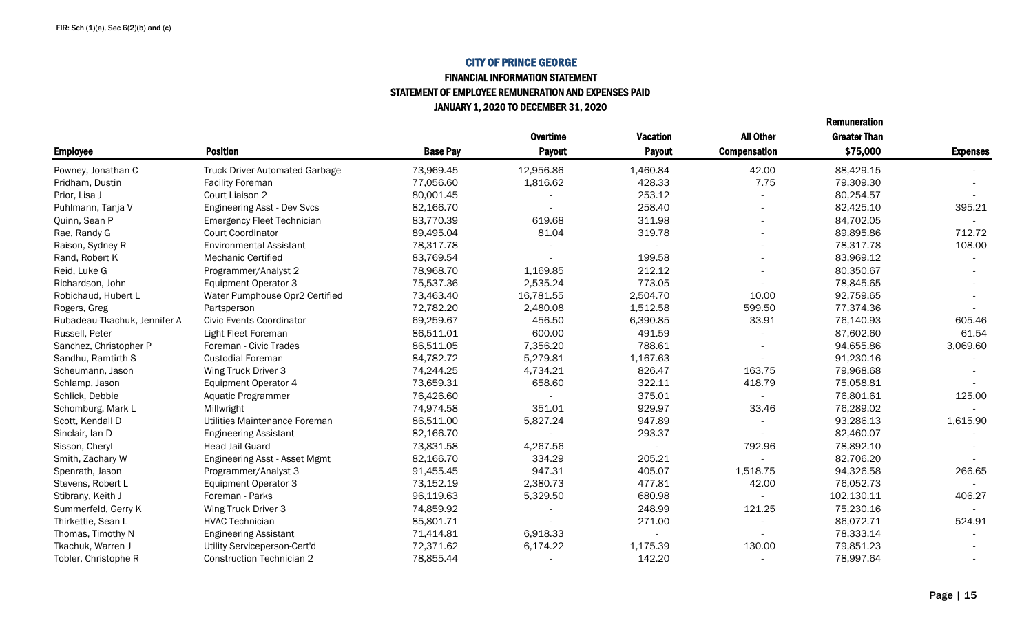FIR: Sch (1)(e), Sec 6(2)(b) and (c)

# CITY OF PRINCE GEORGE

## FINANCIAL INFORMATION STATEMENT

## STATEMENT OF EMPLOYEE REMUNERATION AND EXPENSES PAID

## JANUARY 1, 2020 TO DECEMBER 31, 2020

| Employee | Position | Base Pay | Overtime Payout | Vacation Payout | All Other Compensation | Remuneration Greater Than $75,000 | Expenses |
|---|---|---|---|---|---|---|---|
| Powney, Jonathan C | Truck Driver-Automated Garbage | 73,969.45 | 12,956.86 | 1,460.84 | 42.00 | 88,429.15 | - |
| Pridham, Dustin | Facility Foreman | 77,056.60 | 1,816.62 | 428.33 | 7.75 | 79,309.30 | - |
| Prior, Lisa J | Court Liaison 2 | 80,001.45 | - | 253.12 | - | 80,254.57 | - |
| Puhlmann, Tanja V | Engineering Asst - Dev Svcs | 82,166.70 | - | 258.40 | - | 82,425.10 | 395.21 |
| Quinn, Sean P | Emergency Fleet Technician | 83,770.39 | 619.68 | 311.98 | - | 84,702.05 | - |
| Rae, Randy G | Court Coordinator | 89,495.04 | 81.04 | 319.78 | - | 89,895.86 | 712.72 |
| Raison, Sydney R | Environmental Assistant | 78,317.78 | - | - | - | 78,317.78 | 108.00 |
| Rand, Robert K | Mechanic Certified | 83,769.54 | - | 199.58 | - | 83,969.12 | - |
| Reid, Luke G | Programmer/Analyst 2 | 78,968.70 | 1,169.85 | 212.12 | - | 80,350.67 | - |
| Richardson, John | Equipment Operator 3 | 75,537.36 | 2,535.24 | 773.05 | - | 78,845.65 | - |
| Robichaud, Hubert L | Water Pumphouse Opr2 Certified | 73,463.40 | 16,781.55 | 2,504.70 | 10.00 | 92,759.65 | - |
| Rogers, Greg | Partsperson | 72,782.20 | 2,480.08 | 1,512.58 | 599.50 | 77,374.36 | - |
| Rubadeau-Tkachuk, Jennifer A | Civic Events Coordinator | 69,259.67 | 456.50 | 6,390.85 | 33.91 | 76,140.93 | 605.46 |
| Russell, Peter | Light Fleet Foreman | 86,511.01 | 600.00 | 491.59 | - | 87,602.60 | 61.54 |
| Sanchez, Christopher P | Foreman - Civic Trades | 86,511.05 | 7,356.20 | 788.61 | - | 94,655.86 | 3,069.60 |
| Sandhu, Ramtirth S | Custodial Foreman | 84,782.72 | 5,279.81 | 1,167.63 | - | 91,230.16 | - |
| Scheumann, Jason | Wing Truck Driver 3 | 74,244.25 | 4,734.21 | 826.47 | 163.75 | 79,968.68 | - |
| Schlamp, Jason | Equipment Operator 4 | 73,659.31 | 658.60 | 322.11 | 418.79 | 75,058.81 | - |
| Schlick, Debbie | Aquatic Programmer | 76,426.60 | - | 375.01 | - | 76,801.61 | 125.00 |
| Schomburg, Mark L | Millwright | 74,974.58 | 351.01 | 929.97 | 33.46 | 76,289.02 | - |
| Scott, Kendall D | Utilities Maintenance Foreman | 86,511.00 | 5,827.24 | 947.89 | - | 93,286.13 | 1,615.90 |
| Sinclair, Ian D | Engineering Assistant | 82,166.70 | - | 293.37 | - | 82,460.07 | - |
| Sisson, Cheryl | Head Jail Guard | 73,831.58 | 4,267.56 | - | 792.96 | 78,892.10 | - |
| Smith, Zachary W | Engineering Asst - Asset Mgmt | 82,166.70 | 334.29 | 205.21 | - | 82,706.20 | - |
| Spenrath, Jason | Programmer/Analyst 3 | 91,455.45 | 947.31 | 405.07 | 1,518.75 | 94,326.58 | 266.65 |
| Stevens, Robert L | Equipment Operator 3 | 73,152.19 | 2,380.73 | 477.81 | 42.00 | 76,052.73 | - |
| Stibrany, Keith J | Foreman - Parks | 96,119.63 | 5,329.50 | 680.98 | - | 102,130.11 | 406.27 |
| Summerfeld, Gerry K | Wing Truck Driver 3 | 74,859.92 | - | 248.99 | 121.25 | 75,230.16 | - |
| Thirkettle, Sean L | HVAC Technician | 85,801.71 | - | 271.00 | - | 86,072.71 | 524.91 |
| Thomas, Timothy N | Engineering Assistant | 71,414.81 | 6,918.33 | - | - | 78,333.14 | - |
| Tkachuk, Warren J | Utility Serviceperson-Cert'd | 72,371.62 | 6,174.22 | 1,175.39 | 130.00 | 79,851.23 | - |
| Tobler, Christophe R | Construction Technician 2 | 78,855.44 | - | 142.20 | - | 78,997.64 | - |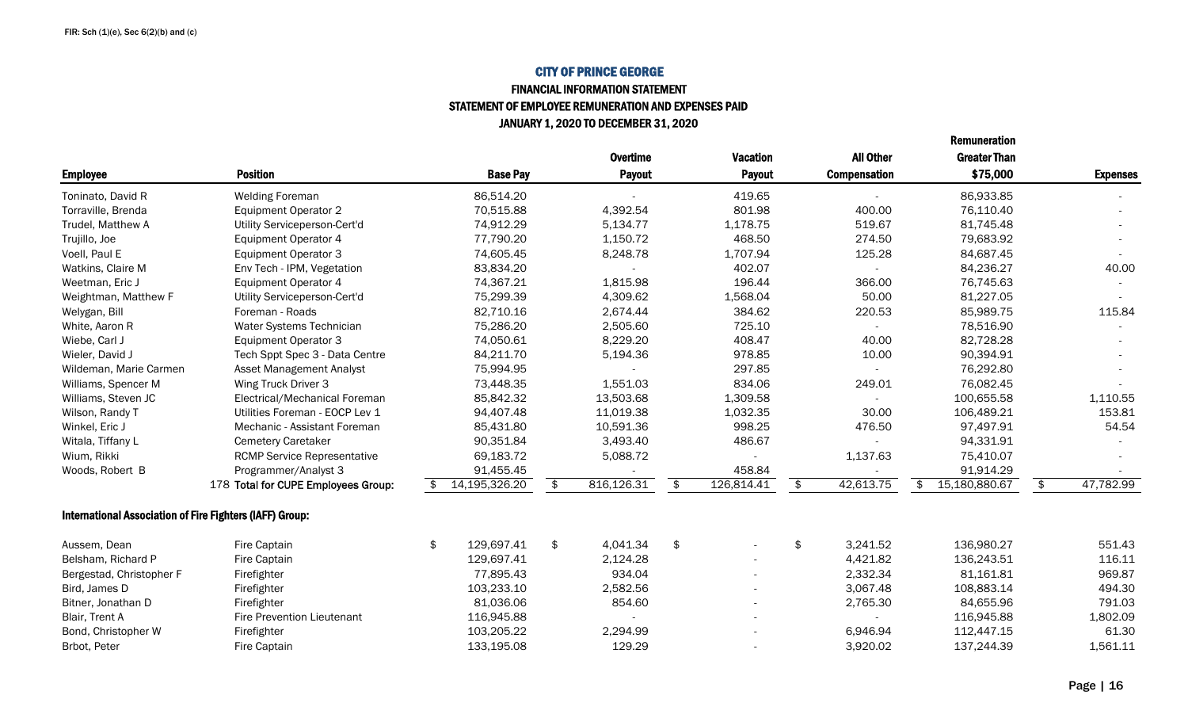FIR: Sch (1)(e), Sec 6(2)(b) and (c)

# CITY OF PRINCE GEORGE

## FINANCIAL INFORMATION STATEMENT

## STATEMENT OF EMPLOYEE REMUNERATION AND EXPENSES PAID

## JANUARY 1, 2020 TO DECEMBER 31, 2020

| Employee | Position | Base Pay | Overtime Payout | Vacation Payout | All Other Compensation | Remuneration Greater Than $75,000 | Expenses |
|---|---|---|---|---|---|---|---|
| Toninato, David R | Welding Foreman | 86,514.20 | - | 419.65 | - | 86,933.85 | - |
| Torraville, Brenda | Equipment Operator 2 | 70,515.88 | 4,392.54 | 801.98 | 400.00 | 76,110.40 | - |
| Trudel, Matthew A | Utility Serviceperson-Cert'd | 74,912.29 | 5,134.77 | 1,178.75 | 519.67 | 81,745.48 | - |
| Trujillo, Joe | Equipment Operator 4 | 77,790.20 | 1,150.72 | 468.50 | 274.50 | 79,683.92 | - |
| Voell, Paul E | Equipment Operator 3 | 74,605.45 | 8,248.78 | 1,707.94 | 125.28 | 84,687.45 | - |
| Watkins, Claire M | Env Tech - IPM, Vegetation | 83,834.20 | - | 402.07 | - | 84,236.27 | 40.00 |
| Weetman, Eric J | Equipment Operator 4 | 74,367.21 | 1,815.98 | 196.44 | 366.00 | 76,745.63 | - |
| Weightman, Matthew F | Utility Serviceperson-Cert'd | 75,299.39 | 4,309.62 | 1,568.04 | 50.00 | 81,227.05 | - |
| Welygan, Bill | Foreman - Roads | 82,710.16 | 2,674.44 | 384.62 | 220.53 | 85,989.75 | 115.84 |
| White, Aaron R | Water Systems Technician | 75,286.20 | 2,505.60 | 725.10 | - | 78,516.90 | - |
| Wiebe, Carl J | Equipment Operator 3 | 74,050.61 | 8,229.20 | 408.47 | 40.00 | 82,728.28 | - |
| Wieler, David J | Tech Sppt Spec 3 - Data Centre | 84,211.70 | 5,194.36 | 978.85 | 10.00 | 90,394.91 | - |
| Wildeman, Marie Carmen | Asset Management Analyst | 75,994.95 | - | 297.85 | - | 76,292.80 | - |
| Williams, Spencer M | Wing Truck Driver 3 | 73,448.35 | 1,551.03 | 834.06 | 249.01 | 76,082.45 | - |
| Williams, Steven JC | Electrical/Mechanical Foreman | 85,842.32 | 13,503.68 | 1,309.58 | - | 100,655.58 | 1,110.55 |
| Wilson, Randy T | Utilities Foreman - EOCP Lev 1 | 94,407.48 | 11,019.38 | 1,032.35 | 30.00 | 106,489.21 | 153.81 |
| Winkel, Eric J | Mechanic - Assistant Foreman | 85,431.80 | 10,591.36 | 998.25 | 476.50 | 97,497.91 | 54.54 |
| Witala, Tiffany L | Cemetery Caretaker | 90,351.84 | 3,493.40 | 486.67 | - | 94,331.91 | - |
| Wium, Rikki | RCMP Service Representative | 69,183.72 | 5,088.72 | - | 1,137.63 | 75,410.07 | - |
| Woods, Robert B | Programmer/Analyst 3 | 91,455.45 | - | 458.84 | - | 91,914.29 | - |
| | 178 Total for CUPE Employees Group: | $ 14,195,326.20 | $ 816,126.31 | $ 126,814.41 | $ 42,613.75 | $ 15,180,880.67 | $ 47,782.99 |

**International Association of Fire Fighters (IAFF) Group:**

| Employee | Position | Base Pay | Overtime Payout | Vacation Payout | All Other Compensation | Remuneration Greater Than $75,000 | Expenses |
|---|---|---|---|---|---|---|---|
| Aussem, Dean | Fire Captain | $ 129,697.41 | $ 4,041.34 | $ - | $ 3,241.52 | 136,980.27 | 551.43 |
| Belsham, Richard P | Fire Captain | 129,697.41 | 2,124.28 | - | 4,421.82 | 136,243.51 | 116.11 |
| Bergestad, Christopher F | Firefighter | 77,895.43 | 934.04 | - | 2,332.34 | 81,161.81 | 969.87 |
| Bird, James D | Firefighter | 103,233.10 | 2,582.56 | - | 3,067.48 | 108,883.14 | 494.30 |
| Bitner, Jonathan D | Firefighter | 81,036.06 | 854.60 | - | 2,765.30 | 84,655.96 | 791.03 |
| Blair, Trent A | Fire Prevention Lieutenant | 116,945.88 | - | - | - | 116,945.88 | 1,802.09 |
| Bond, Christopher W | Firefighter | 103,205.22 | 2,294.99 | - | 6,946.94 | 112,447.15 | 61.30 |
| Brbot, Peter | Fire Captain | 133,195.08 | 129.29 | - | 3,920.02 | 137,244.39 | 1,561.11 |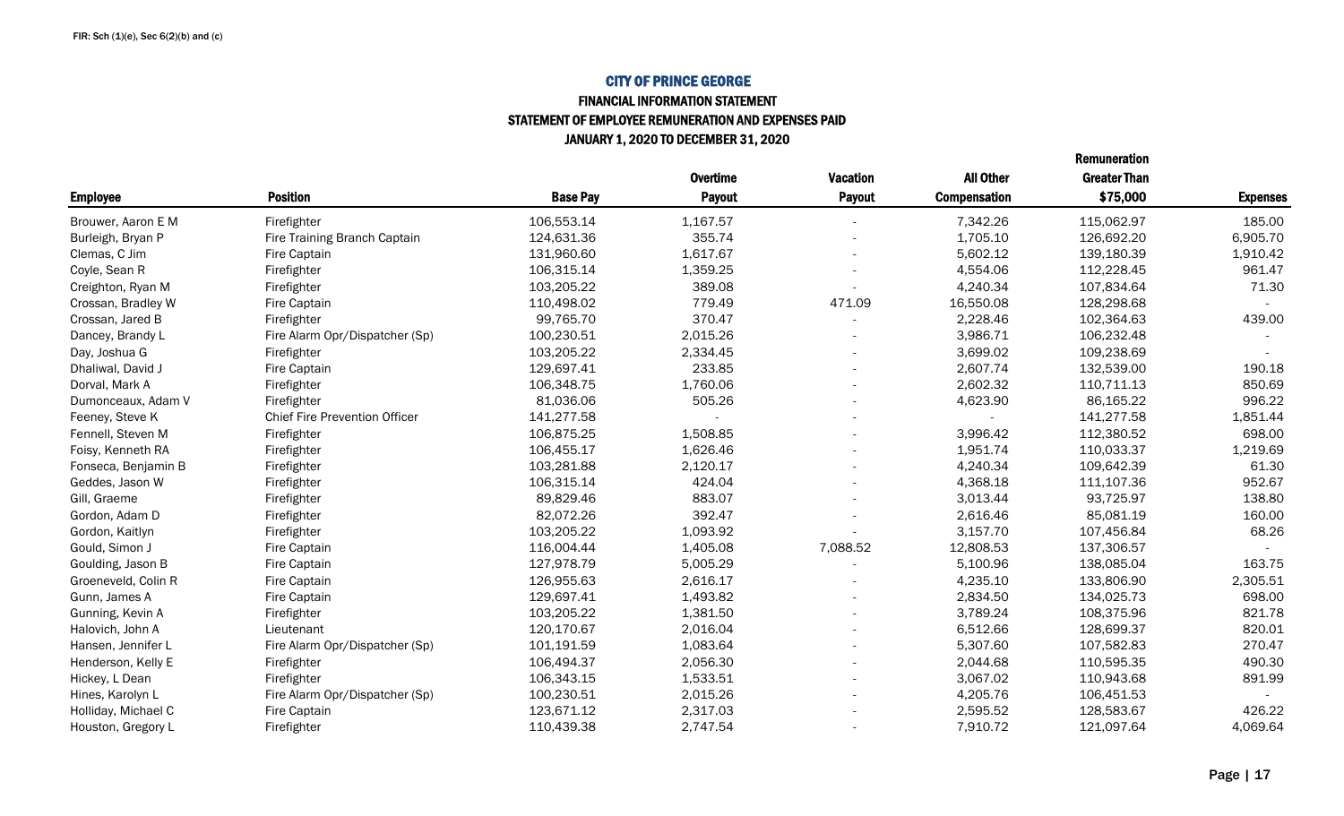FIR: Sch (1)(e), Sec 6(2)(b) and (c)

# CITY OF PRINCE GEORGE

## FINANCIAL INFORMATION STATEMENT

## STATEMENT OF EMPLOYEE REMUNERATION AND EXPENSES PAID

## JANUARY 1, 2020 TO DECEMBER 31, 2020

| Employee | Position | Base Pay | Overtime Payout | Vacation Payout | All Other Compensation | Remuneration Greater Than $75,000 | Expenses |
|---|---|---|---|---|---|---|---|
| Brouwer, Aaron E M | Firefighter | 106,553.14 | 1,167.57 | - | 7,342.26 | 115,062.97 | 185.00 |
| Burleigh, Bryan P | Fire Training Branch Captain | 124,631.36 | 355.74 | - | 1,705.10 | 126,692.20 | 6,905.70 |
| Clemas, C Jim | Fire Captain | 131,960.60 | 1,617.67 | - | 5,602.12 | 139,180.39 | 1,910.42 |
| Coyle, Sean R | Firefighter | 106,315.14 | 1,359.25 | - | 4,554.06 | 112,228.45 | 961.47 |
| Creighton, Ryan M | Firefighter | 103,205.22 | 389.08 | - | 4,240.34 | 107,834.64 | 71.30 |
| Crossan, Bradley W | Fire Captain | 110,498.02 | 779.49 | 471.09 | 16,550.08 | 128,298.68 | - |
| Crossan, Jared B | Firefighter | 99,765.70 | 370.47 | - | 2,228.46 | 102,364.63 | 439.00 |
| Dancey, Brandy L | Fire Alarm Opr/Dispatcher (Sp) | 100,230.51 | 2,015.26 | - | 3,986.71 | 106,232.48 | - |
| Day, Joshua G | Firefighter | 103,205.22 | 2,334.45 | - | 3,699.02 | 109,238.69 | - |
| Dhaliwal, David J | Fire Captain | 129,697.41 | 233.85 | - | 2,607.74 | 132,539.00 | 190.18 |
| Dorval, Mark A | Firefighter | 106,348.75 | 1,760.06 | - | 2,602.32 | 110,711.13 | 850.69 |
| Dumonceaux, Adam V | Firefighter | 81,036.06 | 505.26 | - | 4,623.90 | 86,165.22 | 996.22 |
| Feeney, Steve K | Chief Fire Prevention Officer | 141,277.58 | - | - | - | 141,277.58 | 1,851.44 |
| Fennell, Steven M | Firefighter | 106,875.25 | 1,508.85 | - | 3,996.42 | 112,380.52 | 698.00 |
| Foisy, Kenneth RA | Firefighter | 106,455.17 | 1,626.46 | - | 1,951.74 | 110,033.37 | 1,219.69 |
| Fonseca, Benjamin B | Firefighter | 103,281.88 | 2,120.17 | - | 4,240.34 | 109,642.39 | 61.30 |
| Geddes, Jason W | Firefighter | 106,315.14 | 424.04 | - | 4,368.18 | 111,107.36 | 952.67 |
| Gill, Graeme | Firefighter | 89,829.46 | 883.07 | - | 3,013.44 | 93,725.97 | 138.80 |
| Gordon, Adam D | Firefighter | 82,072.26 | 392.47 | - | 2,616.46 | 85,081.19 | 160.00 |
| Gordon, Kaitlyn | Firefighter | 103,205.22 | 1,093.92 | - | 3,157.70 | 107,456.84 | 68.26 |
| Gould, Simon J | Fire Captain | 116,004.44 | 1,405.08 | 7,088.52 | 12,808.53 | 137,306.57 | - |
| Goulding, Jason B | Fire Captain | 127,978.79 | 5,005.29 | - | 5,100.96 | 138,085.04 | 163.75 |
| Groeneveld, Colin R | Fire Captain | 126,955.63 | 2,616.17 | - | 4,235.10 | 133,806.90 | 2,305.51 |
| Gunn, James A | Fire Captain | 129,697.41 | 1,493.82 | - | 2,834.50 | 134,025.73 | 698.00 |
| Gunning, Kevin A | Firefighter | 103,205.22 | 1,381.50 | - | 3,789.24 | 108,375.96 | 821.78 |
| Halovich, John A | Lieutenant | 120,170.67 | 2,016.04 | - | 6,512.66 | 128,699.37 | 820.01 |
| Hansen, Jennifer L | Fire Alarm Opr/Dispatcher (Sp) | 101,191.59 | 1,083.64 | - | 5,307.60 | 107,582.83 | 270.47 |
| Henderson, Kelly E | Firefighter | 106,494.37 | 2,056.30 | - | 2,044.68 | 110,595.35 | 490.30 |
| Hickey, L Dean | Firefighter | 106,343.15 | 1,533.51 | - | 3,067.02 | 110,943.68 | 891.99 |
| Hines, Karolyn L | Fire Alarm Opr/Dispatcher (Sp) | 100,230.51 | 2,015.26 | - | 4,205.76 | 106,451.53 | - |
| Holliday, Michael C | Fire Captain | 123,671.12 | 2,317.03 | - | 2,595.52 | 128,583.67 | 426.22 |
| Houston, Gregory L | Firefighter | 110,439.38 | 2,747.54 | - | 7,910.72 | 121,097.64 | 4,069.64 |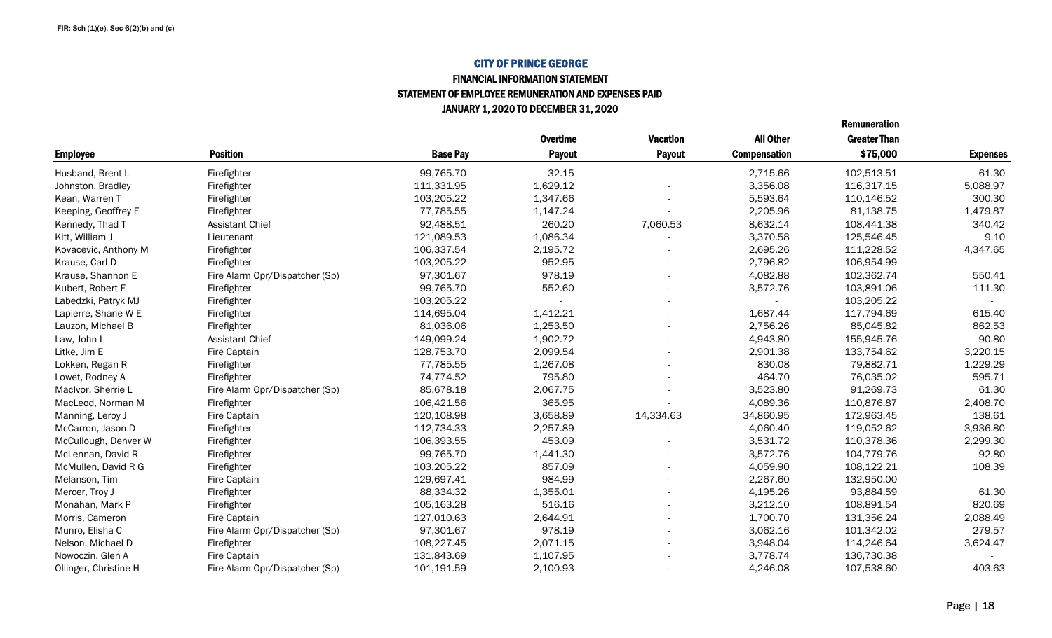FIR: Sch (1)(e), Sec 6(2)(b) and (c)

## CITY OF PRINCE GEORGE

### FINANCIAL INFORMATION STATEMENT

### STATEMENT OF EMPLOYEE REMUNERATION AND EXPENSES PAID

### JANUARY 1, 2020 TO DECEMBER 31, 2020

| Employee | Position | Base Pay | Overtime Payout | Vacation Payout | All Other Compensation | Remuneration Greater Than $75,000 | Expenses |
|---|---|---|---|---|---|---|---|
| Husband, Brent L | Firefighter | 99,765.70 | 32.15 | - | 2,715.66 | 102,513.51 | 61.30 |
| Johnston, Bradley | Firefighter | 111,331.95 | 1,629.12 | - | 3,356.08 | 116,317.15 | 5,088.97 |
| Kean, Warren T | Firefighter | 103,205.22 | 1,347.66 | - | 5,593.64 | 110,146.52 | 300.30 |
| Keeping, Geoffrey E | Firefighter | 77,785.55 | 1,147.24 | - | 2,205.96 | 81,138.75 | 1,479.87 |
| Kennedy, Thad T | Assistant Chief | 92,488.51 | 260.20 | 7,060.53 | 8,632.14 | 108,441.38 | 340.42 |
| Kitt, William J | Lieutenant | 121,089.53 | 1,086.34 | - | 3,370.58 | 125,546.45 | 9.10 |
| Kovacevic, Anthony M | Firefighter | 106,337.54 | 2,195.72 | - | 2,695.26 | 111,228.52 | 4,347.65 |
| Krause, Carl D | Firefighter | 103,205.22 | 952.95 | - | 2,796.82 | 106,954.99 | - |
| Krause, Shannon E | Fire Alarm Opr/Dispatcher (Sp) | 97,301.67 | 978.19 | - | 4,082.88 | 102,362.74 | 550.41 |
| Kubert, Robert E | Firefighter | 99,765.70 | 552.60 | - | 3,572.76 | 103,891.06 | 111.30 |
| Labedzki, Patryk MJ | Firefighter | 103,205.22 | - | - | - | 103,205.22 | - |
| Lapierre, Shane W E | Firefighter | 114,695.04 | 1,412.21 | - | 1,687.44 | 117,794.69 | 615.40 |
| Lauzon, Michael B | Firefighter | 81,036.06 | 1,253.50 | - | 2,756.26 | 85,045.82 | 862.53 |
| Law, John L | Assistant Chief | 149,099.24 | 1,902.72 | - | 4,943.80 | 155,945.76 | 90.80 |
| Litke, Jim E | Fire Captain | 128,753.70 | 2,099.54 | - | 2,901.38 | 133,754.62 | 3,220.15 |
| Lokken, Regan R | Firefighter | 77,785.55 | 1,267.08 | - | 830.08 | 79,882.71 | 1,229.29 |
| Lowet, Rodney A | Firefighter | 74,774.52 | 795.80 | - | 464.70 | 76,035.02 | 595.71 |
| MacIvor, Sherrie L | Fire Alarm Opr/Dispatcher (Sp) | 85,678.18 | 2,067.75 | - | 3,523.80 | 91,269.73 | 61.30 |
| MacLeod, Norman M | Firefighter | 106,421.56 | 365.95 | - | 4,089.36 | 110,876.87 | 2,408.70 |
| Manning, Leroy J | Fire Captain | 120,108.98 | 3,658.89 | 14,334.63 | 34,860.95 | 172,963.45 | 138.61 |
| McCarron, Jason D | Firefighter | 112,734.33 | 2,257.89 | - | 4,060.40 | 119,052.62 | 3,936.80 |
| McCullough, Denver W | Firefighter | 106,393.55 | 453.09 | - | 3,531.72 | 110,378.36 | 2,299.30 |
| McLennan, David R | Firefighter | 99,765.70 | 1,441.30 | - | 3,572.76 | 104,779.76 | 92.80 |
| McMullen, David R G | Firefighter | 103,205.22 | 857.09 | - | 4,059.90 | 108,122.21 | 108.39 |
| Melanson, Tim | Fire Captain | 129,697.41 | 984.99 | - | 2,267.60 | 132,950.00 | - |
| Mercer, Troy J | Firefighter | 88,334.32 | 1,355.01 | - | 4,195.26 | 93,884.59 | 61.30 |
| Monahan, Mark P | Firefighter | 105,163.28 | 516.16 | - | 3,212.10 | 108,891.54 | 820.69 |
| Morris, Cameron | Fire Captain | 127,010.63 | 2,644.91 | - | 1,700.70 | 131,356.24 | 2,088.49 |
| Munro, Elisha C | Fire Alarm Opr/Dispatcher (Sp) | 97,301.67 | 978.19 | - | 3,062.16 | 101,342.02 | 279.57 |
| Nelson, Michael D | Firefighter | 108,227.45 | 2,071.15 | - | 3,948.04 | 114,246.64 | 3,624.47 |
| Nowoczin, Glen A | Fire Captain | 131,843.69 | 1,107.95 | - | 3,778.74 | 136,730.38 | - |
| Ollinger, Christine H | Fire Alarm Opr/Dispatcher (Sp) | 101,191.59 | 2,100.93 | - | 4,246.08 | 107,538.60 | 403.63 |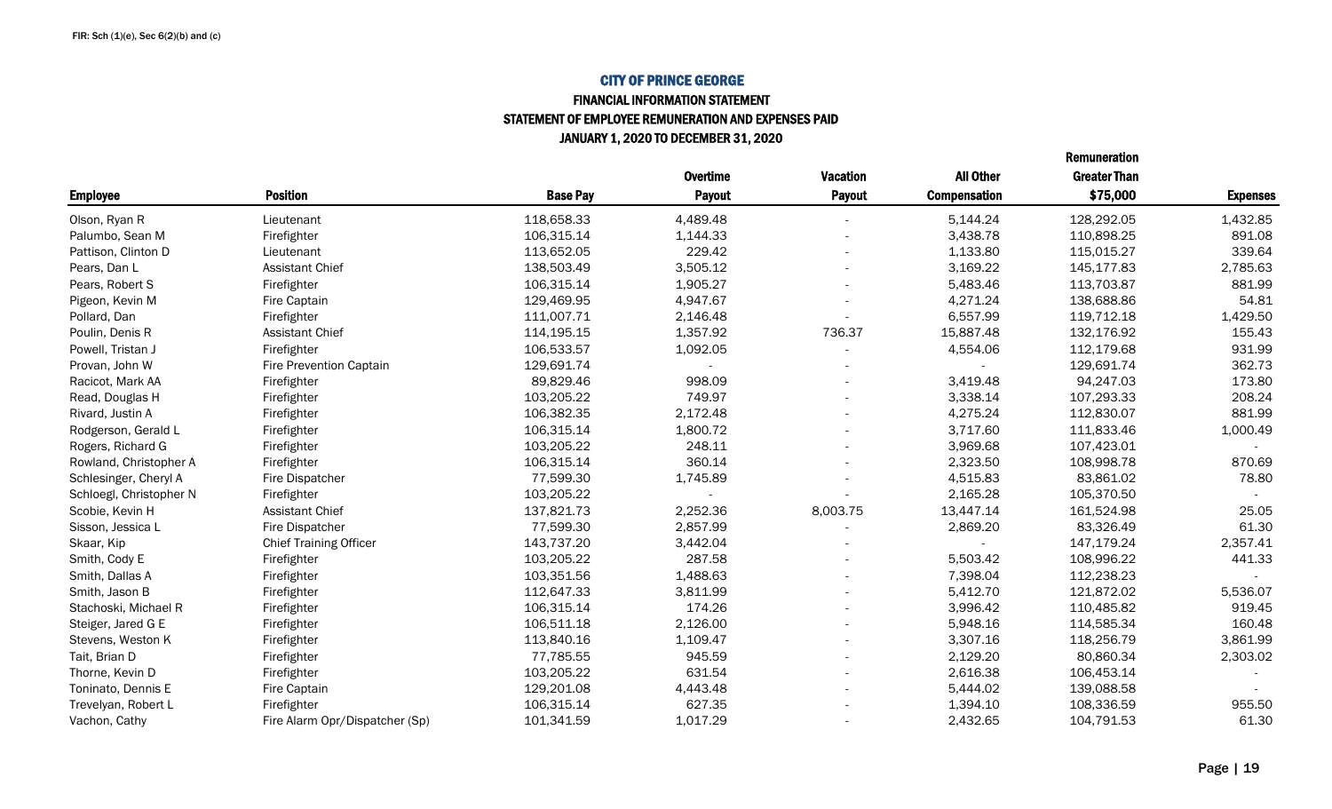FIR: Sch (1)(e), Sec 6(2)(b) and (c)

# CITY OF PRINCE GEORGE

## FINANCIAL INFORMATION STATEMENT

## STATEMENT OF EMPLOYEE REMUNERATION AND EXPENSES PAID

## JANUARY 1, 2020 TO DECEMBER 31, 2020

| Employee | Position | Base Pay | Overtime Payout | Vacation Payout | All Other Compensation | Remuneration Greater Than $75,000 | Expenses |
|---|---|---|---|---|---|---|---|
| Olson, Ryan R | Lieutenant | 118,658.33 | 4,489.48 | - | 5,144.24 | 128,292.05 | 1,432.85 |
| Palumbo, Sean M | Firefighter | 106,315.14 | 1,144.33 | - | 3,438.78 | 110,898.25 | 891.08 |
| Pattison, Clinton D | Lieutenant | 113,652.05 | 229.42 | - | 1,133.80 | 115,015.27 | 339.64 |
| Pears, Dan L | Assistant Chief | 138,503.49 | 3,505.12 | - | 3,169.22 | 145,177.83 | 2,785.63 |
| Pears, Robert S | Firefighter | 106,315.14 | 1,905.27 | - | 5,483.46 | 113,703.87 | 881.99 |
| Pigeon, Kevin M | Fire Captain | 129,469.95 | 4,947.67 | - | 4,271.24 | 138,688.86 | 54.81 |
| Pollard, Dan | Firefighter | 111,007.71 | 2,146.48 | - | 6,557.99 | 119,712.18 | 1,429.50 |
| Poulin, Denis R | Assistant Chief | 114,195.15 | 1,357.92 | 736.37 | 15,887.48 | 132,176.92 | 155.43 |
| Powell, Tristan J | Firefighter | 106,533.57 | 1,092.05 | - | 4,554.06 | 112,179.68 | 931.99 |
| Provan, John W | Fire Prevention Captain | 129,691.74 | - | - | - | 129,691.74 | 362.73 |
| Racicot, Mark AA | Firefighter | 89,829.46 | 998.09 | - | 3,419.48 | 94,247.03 | 173.80 |
| Read, Douglas H | Firefighter | 103,205.22 | 749.97 | - | 3,338.14 | 107,293.33 | 208.24 |
| Rivard, Justin A | Firefighter | 106,382.35 | 2,172.48 | - | 4,275.24 | 112,830.07 | 881.99 |
| Rodgerson, Gerald L | Firefighter | 106,315.14 | 1,800.72 | - | 3,717.60 | 111,833.46 | 1,000.49 |
| Rogers, Richard G | Firefighter | 103,205.22 | 248.11 | - | 3,969.68 | 107,423.01 | - |
| Rowland, Christopher A | Firefighter | 106,315.14 | 360.14 | - | 2,323.50 | 108,998.78 | 870.69 |
| Schlesinger, Cheryl A | Fire Dispatcher | 77,599.30 | 1,745.89 | - | 4,515.83 | 83,861.02 | 78.80 |
| Schloegl, Christopher N | Firefighter | 103,205.22 | - | - | 2,165.28 | 105,370.50 | - |
| Scobie, Kevin H | Assistant Chief | 137,821.73 | 2,252.36 | 8,003.75 | 13,447.14 | 161,524.98 | 25.05 |
| Sisson, Jessica L | Fire Dispatcher | 77,599.30 | 2,857.99 | - | 2,869.20 | 83,326.49 | 61.30 |
| Skaar, Kip | Chief Training Officer | 143,737.20 | 3,442.04 | - | - | 147,179.24 | 2,357.41 |
| Smith, Cody E | Firefighter | 103,205.22 | 287.58 | - | 5,503.42 | 108,996.22 | 441.33 |
| Smith, Dallas A | Firefighter | 103,351.56 | 1,488.63 | - | 7,398.04 | 112,238.23 | - |
| Smith, Jason B | Firefighter | 112,647.33 | 3,811.99 | - | 5,412.70 | 121,872.02 | 5,536.07 |
| Stachoski, Michael R | Firefighter | 106,315.14 | 174.26 | - | 3,996.42 | 110,485.82 | 919.45 |
| Steiger, Jared G E | Firefighter | 106,511.18 | 2,126.00 | - | 5,948.16 | 114,585.34 | 160.48 |
| Stevens, Weston K | Firefighter | 113,840.16 | 1,109.47 | - | 3,307.16 | 118,256.79 | 3,861.99 |
| Tait, Brian D | Firefighter | 77,785.55 | 945.59 | - | 2,129.20 | 80,860.34 | 2,303.02 |
| Thorne, Kevin D | Firefighter | 103,205.22 | 631.54 | - | 2,616.38 | 106,453.14 | - |
| Toninato, Dennis E | Fire Captain | 129,201.08 | 4,443.48 | - | 5,444.02 | 139,088.58 | - |
| Trevelyan, Robert L | Firefighter | 106,315.14 | 627.35 | - | 1,394.10 | 108,336.59 | 955.50 |
| Vachon, Cathy | Fire Alarm Opr/Dispatcher (Sp) | 101,341.59 | 1,017.29 | - | 2,432.65 | 104,791.53 | 61.30 |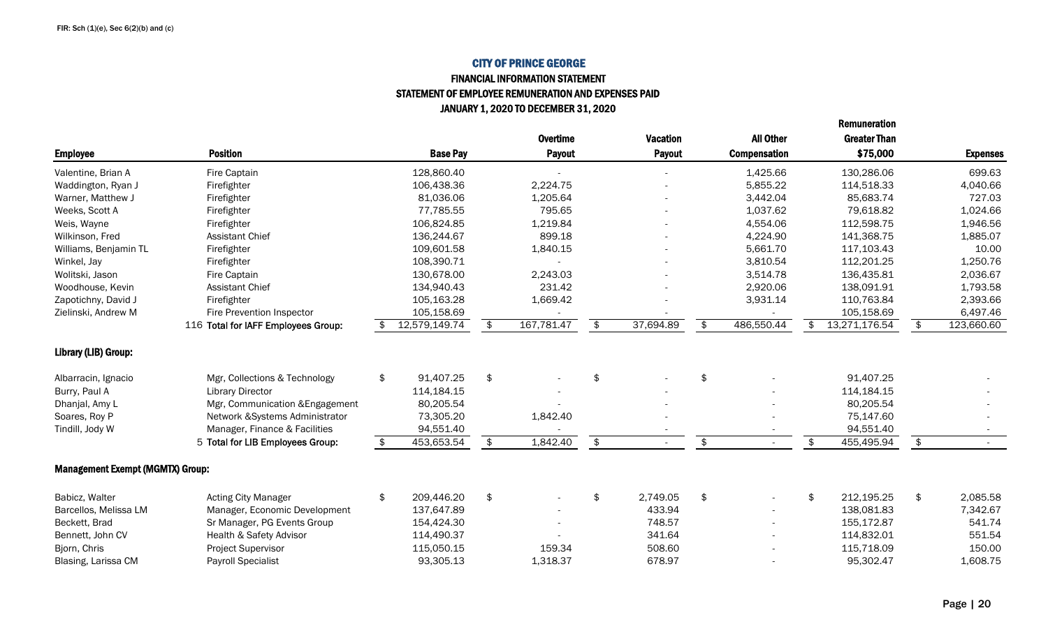FIR: Sch (1)(e), Sec 6(2)(b) and (c)

# CITY OF PRINCE GEORGE

## FINANCIAL INFORMATION STATEMENT

## STATEMENT OF EMPLOYEE REMUNERATION AND EXPENSES PAID

## JANUARY 1, 2020 TO DECEMBER 31, 2020

| Employee | Position | Base Pay | Overtime Payout | Vacation Payout | All Other Compensation | Remuneration Greater Than $75,000 | Expenses |
|---|---|---|---|---|---|---|---|
| Valentine, Brian A | Fire Captain | 128,860.40 | - | - | 1,425.66 | 130,286.06 | 699.63 |
| Waddington, Ryan J | Firefighter | 106,438.36 | 2,224.75 | - | 5,855.22 | 114,518.33 | 4,040.66 |
| Warner, Matthew J | Firefighter | 81,036.06 | 1,205.64 | - | 3,442.04 | 85,683.74 | 727.03 |
| Weeks, Scott A | Firefighter | 77,785.55 | 795.65 | - | 1,037.62 | 79,618.82 | 1,024.66 |
| Weis, Wayne | Firefighter | 106,824.85 | 1,219.84 | - | 4,554.06 | 112,598.75 | 1,946.56 |
| Wilkinson, Fred | Assistant Chief | 136,244.67 | 899.18 | - | 4,224.90 | 141,368.75 | 1,885.07 |
| Williams, Benjamin TL | Firefighter | 109,601.58 | 1,840.15 | - | 5,661.70 | 117,103.43 | 10.00 |
| Winkel, Jay | Firefighter | 108,390.71 | - | - | 3,810.54 | 112,201.25 | 1,250.76 |
| Wolitski, Jason | Fire Captain | 130,678.00 | 2,243.03 | - | 3,514.78 | 136,435.81 | 2,036.67 |
| Woodhouse, Kevin | Assistant Chief | 134,940.43 | 231.42 | - | 2,920.06 | 138,091.91 | 1,793.58 |
| Zapotichny, David J | Firefighter | 105,163.28 | 1,669.42 | - | 3,931.14 | 110,763.84 | 2,393.66 |
| Zielinski, Andrew M | Fire Prevention Inspector | 105,158.69 | - | - | - | 105,158.69 | 6,497.46 |
| | 116 Total for IAFF Employees Group: | $ 12,579,149.74 | $ 167,781.47 | $ 37,694.89 | $ 486,550.44 | $ 13,271,176.54 | $ 123,660.60 |
| **Library (LIB) Group:** | | | | | | | |
| Albarracin, Ignacio | Mgr, Collections & Technology | $ 91,407.25 | $ - | $ - | $ - | 91,407.25 | - |
| Burry, Paul A | Library Director | 114,184.15 | - | - | - | 114,184.15 | - |
| Dhanjal, Amy L | Mgr, Communication &Engagement | 80,205.54 | - | - | - | 80,205.54 | - |
| Soares, Roy P | Network &Systems Administrator | 73,305.20 | 1,842.40 | - | - | 75,147.60 | - |
| Tindill, Jody W | Manager, Finance & Facilities | 94,551.40 | - | - | - | 94,551.40 | - |
| | 5 Total for LIB Employees Group: | $ 453,653.54 | $ 1,842.40 | $ - | $ - | $ 455,495.94 | $ - |
| **Management Exempt (MGMTX) Group:** | | | | | | | |
| Babicz, Walter | Acting City Manager | $ 209,446.20 | $ - | $ 2,749.05 | $ - | $ 212,195.25 | $ 2,085.58 |
| Barcellos, Melissa LM | Manager, Economic Development | 137,647.89 | - | 433.94 | - | 138,081.83 | 7,342.67 |
| Beckett, Brad | Sr Manager, PG Events Group | 154,424.30 | - | 748.57 | - | 155,172.87 | 541.74 |
| Bennett, John CV | Health & Safety Advisor | 114,490.37 | - | 341.64 | - | 114,832.01 | 551.54 |
| Bjorn, Chris | Project Supervisor | 115,050.15 | 159.34 | 508.60 | - | 115,718.09 | 150.00 |
| Blasing, Larissa CM | Payroll Specialist | 93,305.13 | 1,318.37 | 678.97 | - | 95,302.47 | 1,608.75 |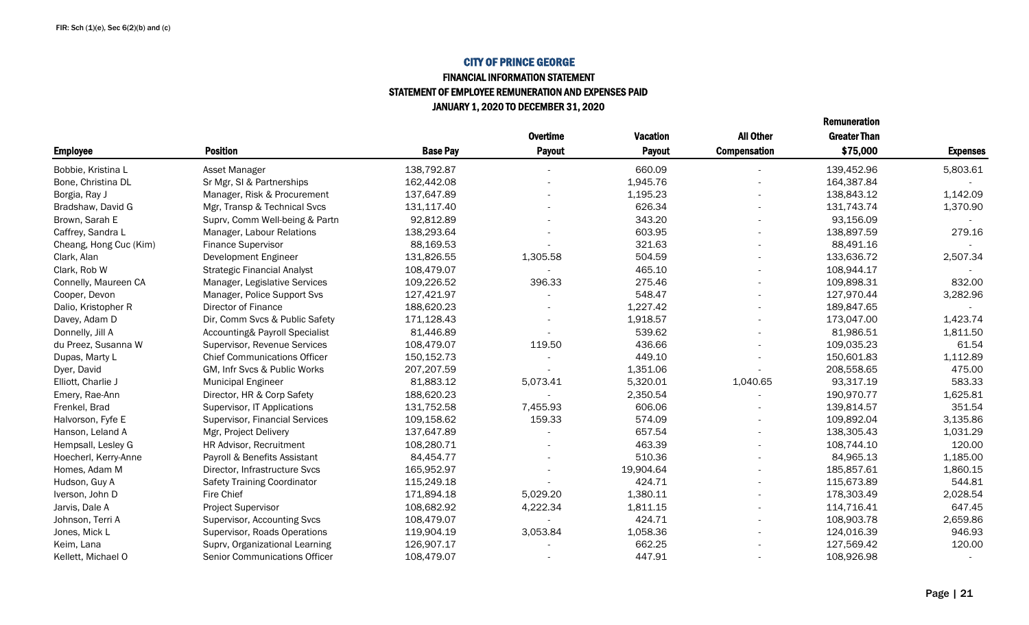FIR: Sch (1)(e), Sec 6(2)(b) and (c)

# CITY OF PRINCE GEORGE

## FINANCIAL INFORMATION STATEMENT

## STATEMENT OF EMPLOYEE REMUNERATION AND EXPENSES PAID

## JANUARY 1, 2020 TO DECEMBER 31, 2020

| Employee | Position | Base Pay | Overtime Payout | Vacation Payout | All Other Compensation | Remuneration Greater Than $75,000 | Expenses |
|---|---|---|---|---|---|---|---|
| Bobbie, Kristina L | Asset Manager | 138,792.87 | - | 660.09 | - | 139,452.96 | 5,803.61 |
| Bone, Christina DL | Sr Mgr, SI & Partnerships | 162,442.08 | - | 1,945.76 | - | 164,387.84 | - |
| Borgia, Ray J | Manager, Risk & Procurement | 137,647.89 | - | 1,195.23 | - | 138,843.12 | 1,142.09 |
| Bradshaw, David G | Mgr, Transp & Technical Svcs | 131,117.40 | - | 626.34 | - | 131,743.74 | 1,370.90 |
| Brown, Sarah E | Suprv, Comm Well-being & Partn | 92,812.89 | - | 343.20 | - | 93,156.09 | - |
| Caffrey, Sandra L | Manager, Labour Relations | 138,293.64 | - | 603.95 | - | 138,897.59 | 279.16 |
| Cheang, Hong Cuc (Kim) | Finance Supervisor | 88,169.53 | - | 321.63 | - | 88,491.16 | - |
| Clark, Alan | Development Engineer | 131,826.55 | 1,305.58 | 504.59 | - | 133,636.72 | 2,507.34 |
| Clark, Rob W | Strategic Financial Analyst | 108,479.07 | - | 465.10 | - | 108,944.17 | - |
| Connelly, Maureen CA | Manager, Legislative Services | 109,226.52 | 396.33 | 275.46 | - | 109,898.31 | 832.00 |
| Cooper, Devon | Manager, Police Support Svs | 127,421.97 | - | 548.47 | - | 127,970.44 | 3,282.96 |
| Dalio, Kristopher R | Director of Finance | 188,620.23 | - | 1,227.42 | - | 189,847.65 | - |
| Davey, Adam D | Dir, Comm Svcs & Public Safety | 171,128.43 | - | 1,918.57 | - | 173,047.00 | 1,423.74 |
| Donnelly, Jill A | Accounting& Payroll Specialist | 81,446.89 | - | 539.62 | - | 81,986.51 | 1,811.50 |
| du Preez, Susanna W | Supervisor, Revenue Services | 108,479.07 | 119.50 | 436.66 | - | 109,035.23 | 61.54 |
| Dupas, Marty L | Chief Communications Officer | 150,152.73 | - | 449.10 | - | 150,601.83 | 1,112.89 |
| Dyer, David | GM, Infr Svcs & Public Works | 207,207.59 | - | 1,351.06 | - | 208,558.65 | 475.00 |
| Elliott, Charlie J | Municipal Engineer | 81,883.12 | 5,073.41 | 5,320.01 | 1,040.65 | 93,317.19 | 583.33 |
| Emery, Rae-Ann | Director, HR & Corp Safety | 188,620.23 | - | 2,350.54 | - | 190,970.77 | 1,625.81 |
| Frenkel, Brad | Supervisor, IT Applications | 131,752.58 | 7,455.93 | 606.06 | - | 139,814.57 | 351.54 |
| Halvorson, Fyfe E | Supervisor, Financial Services | 109,158.62 | 159.33 | 574.09 | - | 109,892.04 | 3,135.86 |
| Hanson, Leland A | Mgr, Project Delivery | 137,647.89 | - | 657.54 | - | 138,305.43 | 1,031.29 |
| Hempsall, Lesley G | HR Advisor, Recruitment | 108,280.71 | - | 463.39 | - | 108,744.10 | 120.00 |
| Hoecherl, Kerry-Anne | Payroll & Benefits Assistant | 84,454.77 | - | 510.36 | - | 84,965.13 | 1,185.00 |
| Homes, Adam M | Director, Infrastructure Svcs | 165,952.97 | - | 19,904.64 | - | 185,857.61 | 1,860.15 |
| Hudson, Guy A | Safety Training Coordinator | 115,249.18 | - | 424.71 | - | 115,673.89 | 544.81 |
| Iverson, John D | Fire Chief | 171,894.18 | 5,029.20 | 1,380.11 | - | 178,303.49 | 2,028.54 |
| Jarvis, Dale A | Project Supervisor | 108,682.92 | 4,222.34 | 1,811.15 | - | 114,716.41 | 647.45 |
| Johnson, Terri A | Supervisor, Accounting Svcs | 108,479.07 | - | 424.71 | - | 108,903.78 | 2,659.86 |
| Jones, Mick L | Supervisor, Roads Operations | 119,904.19 | 3,053.84 | 1,058.36 | - | 124,016.39 | 946.93 |
| Keim, Lana | Suprv, Organizational Learning | 126,907.17 | - | 662.25 | - | 127,569.42 | 120.00 |
| Kellett, Michael O | Senior Communications Officer | 108,479.07 | - | 447.91 | - | 108,926.98 | - |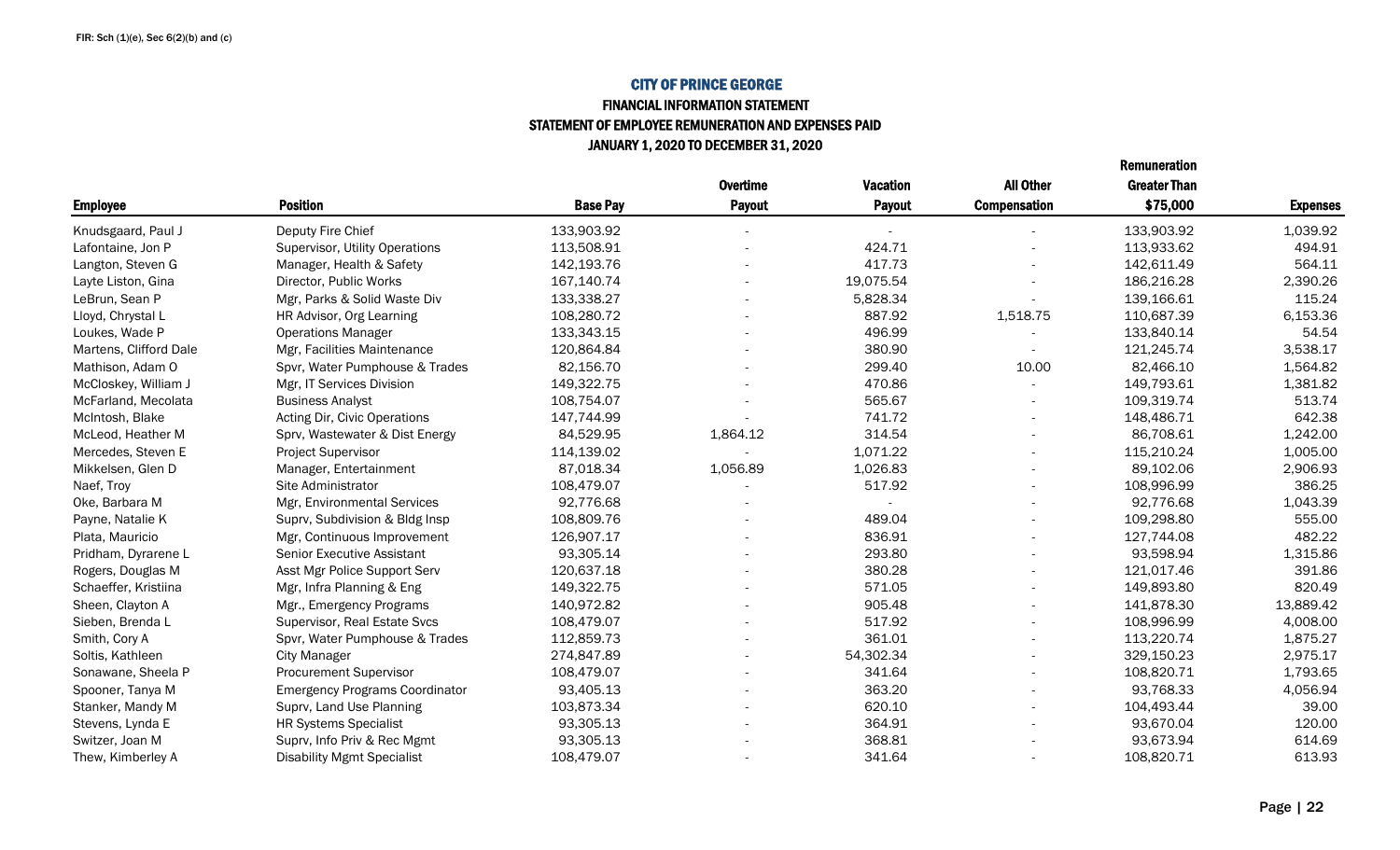FIR: Sch (1)(e), Sec 6(2)(b) and (c)

# CITY OF PRINCE GEORGE

## FINANCIAL INFORMATION STATEMENT

### STATEMENT OF EMPLOYEE REMUNERATION AND EXPENSES PAID

### JANUARY 1, 2020 TO DECEMBER 31, 2020

| Employee | Position | Base Pay | Overtime Payout | Vacation Payout | All Other Compensation | Remuneration Greater Than $75,000 | Expenses |
|---|---|---|---|---|---|---|---|
| Knudsgaard, Paul J | Deputy Fire Chief | 133,903.92 | - | - | - | 133,903.92 | 1,039.92 |
| Lafontaine, Jon P | Supervisor, Utility Operations | 113,508.91 | - | 424.71 | - | 113,933.62 | 494.91 |
| Langton, Steven G | Manager, Health & Safety | 142,193.76 | - | 417.73 | - | 142,611.49 | 564.11 |
| Layte Liston, Gina | Director, Public Works | 167,140.74 | - | 19,075.54 | - | 186,216.28 | 2,390.26 |
| LeBrun, Sean P | Mgr, Parks & Solid Waste Div | 133,338.27 | - | 5,828.34 | - | 139,166.61 | 115.24 |
| Lloyd, Chrystal L | HR Advisor, Org Learning | 108,280.72 | - | 887.92 | 1,518.75 | 110,687.39 | 6,153.36 |
| Loukes, Wade P | Operations Manager | 133,343.15 | - | 496.99 | - | 133,840.14 | 54.54 |
| Martens, Clifford Dale | Mgr, Facilities Maintenance | 120,864.84 | - | 380.90 | - | 121,245.74 | 3,538.17 |
| Mathison, Adam O | Spvr, Water Pumphouse & Trades | 82,156.70 | - | 299.40 | 10.00 | 82,466.10 | 1,564.82 |
| McCloskey, William J | Mgr, IT Services Division | 149,322.75 | - | 470.86 | - | 149,793.61 | 1,381.82 |
| McFarland, Mecolata | Business Analyst | 108,754.07 | - | 565.67 | - | 109,319.74 | 513.74 |
| McIntosh, Blake | Acting Dir, Civic Operations | 147,744.99 | - | 741.72 | - | 148,486.71 | 642.38 |
| McLeod, Heather M | Sprv, Wastewater & Dist Energy | 84,529.95 | 1,864.12 | 314.54 | - | 86,708.61 | 1,242.00 |
| Mercedes, Steven E | Project Supervisor | 114,139.02 | - | 1,071.22 | - | 115,210.24 | 1,005.00 |
| Mikkelsen, Glen D | Manager, Entertainment | 87,018.34 | 1,056.89 | 1,026.83 | - | 89,102.06 | 2,906.93 |
| Naef, Troy | Site Administrator | 108,479.07 | - | 517.92 | - | 108,996.99 | 386.25 |
| Oke, Barbara M | Mgr, Environmental Services | 92,776.68 | - | - | - | 92,776.68 | 1,043.39 |
| Payne, Natalie K | Suprv, Subdivision & Bldg Insp | 108,809.76 | - | 489.04 | - | 109,298.80 | 555.00 |
| Plata, Mauricio | Mgr, Continuous Improvement | 126,907.17 | - | 836.91 | - | 127,744.08 | 482.22 |
| Pridham, Dyrarene L | Senior Executive Assistant | 93,305.14 | - | 293.80 | - | 93,598.94 | 1,315.86 |
| Rogers, Douglas M | Asst Mgr Police Support Serv | 120,637.18 | - | 380.28 | - | 121,017.46 | 391.86 |
| Schaeffer, Kristiina | Mgr, Infra Planning & Eng | 149,322.75 | - | 571.05 | - | 149,893.80 | 820.49 |
| Sheen, Clayton A | Mgr., Emergency Programs | 140,972.82 | - | 905.48 | - | 141,878.30 | 13,889.42 |
| Sieben, Brenda L | Supervisor, Real Estate Svcs | 108,479.07 | - | 517.92 | - | 108,996.99 | 4,008.00 |
| Smith, Cory A | Spvr, Water Pumphouse & Trades | 112,859.73 | - | 361.01 | - | 113,220.74 | 1,875.27 |
| Soltis, Kathleen | City Manager | 274,847.89 | - | 54,302.34 | - | 329,150.23 | 2,975.17 |
| Sonawane, Sheela P | Procurement Supervisor | 108,479.07 | - | 341.64 | - | 108,820.71 | 1,793.65 |
| Spooner, Tanya M | Emergency Programs Coordinator | 93,405.13 | - | 363.20 | - | 93,768.33 | 4,056.94 |
| Stanker, Mandy M | Suprv, Land Use Planning | 103,873.34 | - | 620.10 | - | 104,493.44 | 39.00 |
| Stevens, Lynda E | HR Systems Specialist | 93,305.13 | - | 364.91 | - | 93,670.04 | 120.00 |
| Switzer, Joan M | Suprv, Info Priv & Rec Mgmt | 93,305.13 | - | 368.81 | - | 93,673.94 | 614.69 |
| Thew, Kimberley A | Disability Mgmt Specialist | 108,479.07 | - | 341.64 | - | 108,820.71 | 613.93 |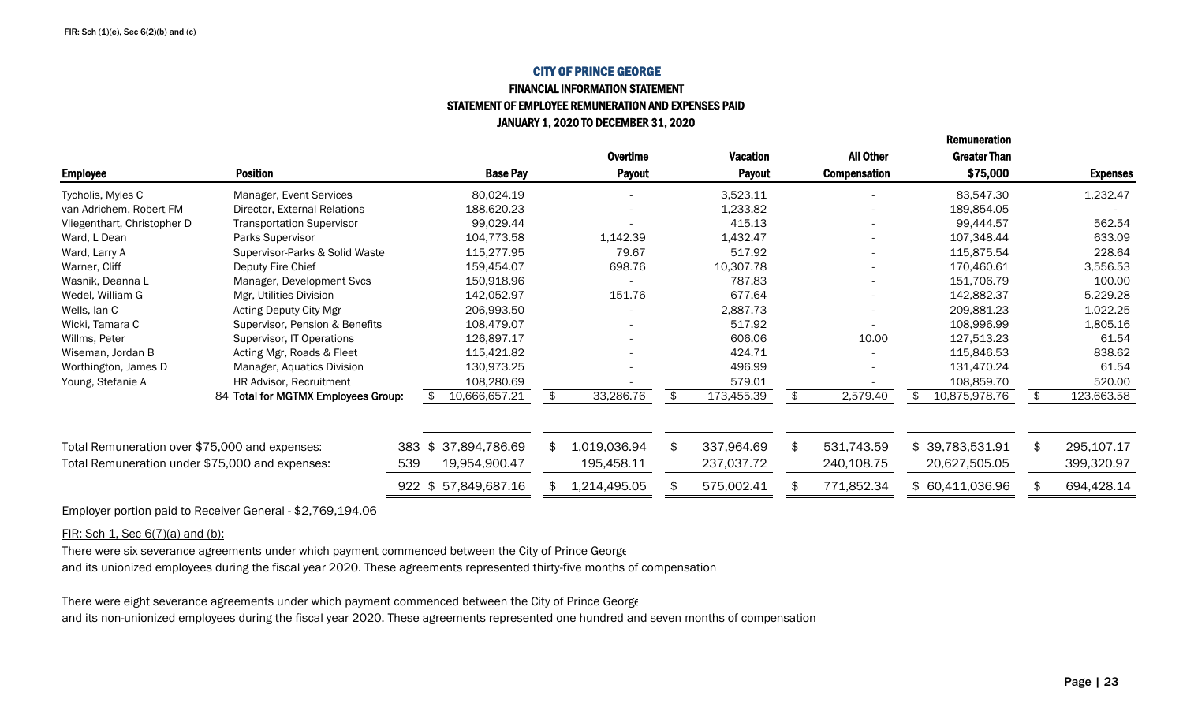FIR: Sch (1)(e), Sec 6(2)(b) and (c)

# CITY OF PRINCE GEORGE

## FINANCIAL INFORMATION STATEMENT

### STATEMENT OF EMPLOYEE REMUNERATION AND EXPENSES PAID

### JANUARY 1, 2020 TO DECEMBER 31, 2020

| Employee | Position | | Base Pay | Overtime Payout | Vacation Payout | All Other Compensation | Remuneration Greater Than $75,000 | Expenses |
|---|---|---|---|---|---|---|---|---|
| Tycholis, Myles C | Manager, Event Services | | 80,024.19 | - | 3,523.11 | - | 83,547.30 | 1,232.47 |
| van Adrichem, Robert FM | Director, External Relations | | 188,620.23 | - | 1,233.82 | - | 189,854.05 | - |
| Vliegenthart, Christopher D | Transportation Supervisor | | 99,029.44 | - | 415.13 | - | 99,444.57 | 562.54 |
| Ward, L Dean | Parks Supervisor | | 104,773.58 | 1,142.39 | 1,432.47 | - | 107,348.44 | 633.09 |
| Ward, Larry A | Supervisor-Parks & Solid Waste | | 115,277.95 | 79.67 | 517.92 | - | 115,875.54 | 228.64 |
| Warner, Cliff | Deputy Fire Chief | | 159,454.07 | 698.76 | 10,307.78 | - | 170,460.61 | 3,556.53 |
| Wasnik, Deanna L | Manager, Development Svcs | | 150,918.96 | - | 787.83 | - | 151,706.79 | 100.00 |
| Wedel, William G | Mgr, Utilities Division | | 142,052.97 | 151.76 | 677.64 | - | 142,882.37 | 5,229.28 |
| Wells, Ian C | Acting Deputy City Mgr | | 206,993.50 | - | 2,887.73 | - | 209,881.23 | 1,022.25 |
| Wicki, Tamara C | Supervisor, Pension & Benefits | | 108,479.07 | - | 517.92 | - | 108,996.99 | 1,805.16 |
| Willms, Peter | Supervisor, IT Operations | | 126,897.17 | - | 606.06 | 10.00 | 127,513.23 | 61.54 |
| Wiseman, Jordan B | Acting Mgr, Roads & Fleet | | 115,421.82 | - | 424.71 | - | 115,846.53 | 838.62 |
| Worthington, James D | Manager, Aquatics Division | | 130,973.25 | - | 496.99 | - | 131,470.24 | 61.54 |
| Young, Stefanie A | HR Advisor, Recruitment | | 108,280.69 | - | 579.01 | - | 108,859.70 | 520.00 |
| | 84 Total for MGTMX Employees Group: | | $ 10,666,657.21 | $ 33,286.76 | $ 173,455.39 | $ 2,579.40 | $ 10,875,978.76 | $ 123,663.58 |
| Total Remuneration over $75,000 and expenses: | | 383 | $ 37,894,786.69 | $ 1,019,036.94 | $ 337,964.69 | $ 531,743.59 | $ 39,783,531.91 | $ 295,107.17 |
| Total Remuneration under $75,000 and expenses: | | 539 | 19,954,900.47 | 195,458.11 | 237,037.72 | 240,108.75 | 20,627,505.05 | 399,320.97 |
| | | 922 | $ 57,849,687.16 | $ 1,214,495.05 | $ 575,002.41 | $ 771,852.34 | $ 60,411,036.96 | $ 694,428.14 |

Employer portion paid to Receiver General - $2,769,194.06

FIR: Sch 1, Sec 6(7)(a) and (b):

There were six severance agreements under which payment commenced between the City of Prince George and its unionized employees during the fiscal year 2020. These agreements represented thirty-five months of compensation

There were eight severance agreements under which payment commenced between the City of Prince George and its non-unionized employees during the fiscal year 2020. These agreements represented one hundred and seven months of compensation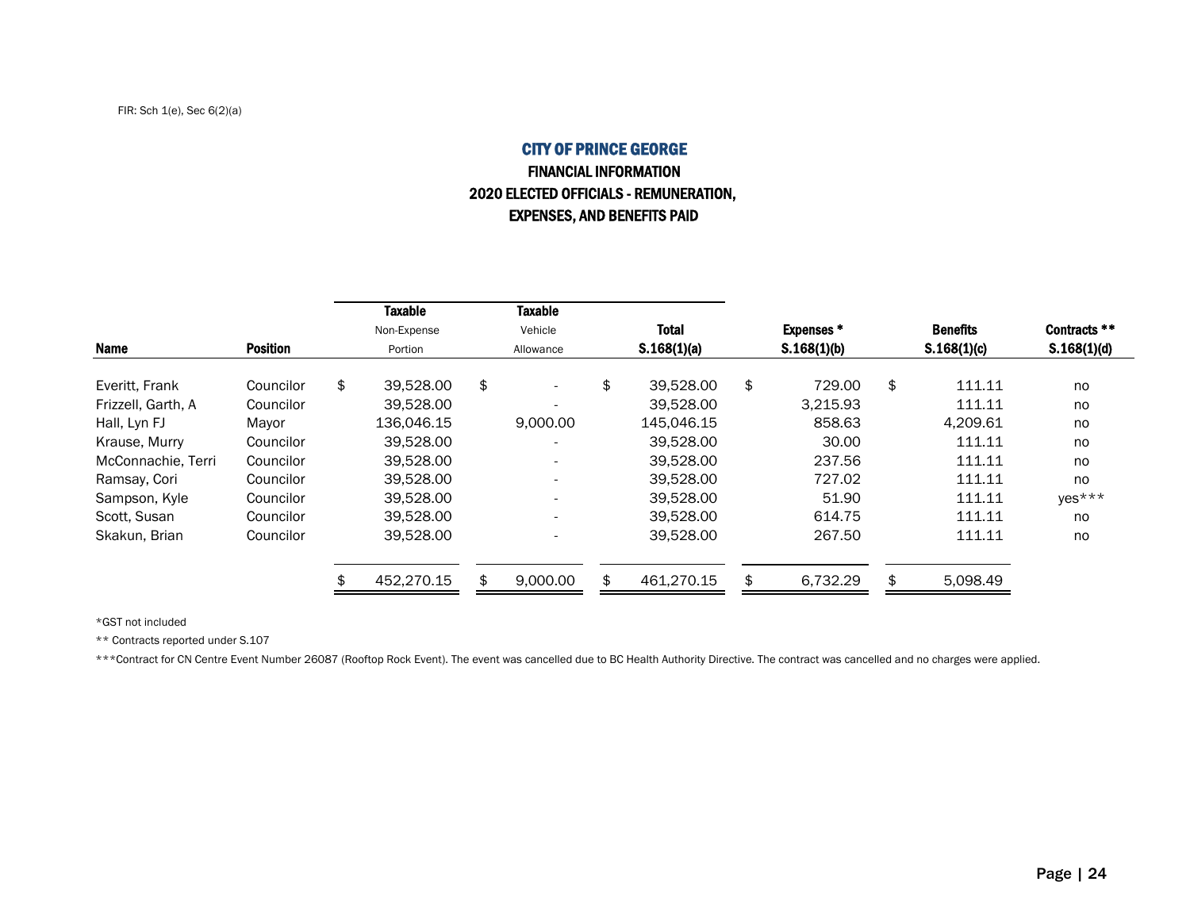FIR: Sch 1(e), Sec 6(2)(a)

# CITY OF PRINCE GEORGE

## FINANCIAL INFORMATION

## 2020 ELECTED OFFICIALS - REMUNERATION, EXPENSES, AND BENEFITS PAID

| Name | Position | Taxable Non-Expense Portion | Taxable Vehicle Allowance | Total S.168(1)(a) | Expenses * S.168(1)(b) | Benefits S.168(1)(c) | Contracts ** S.168(1)(d) |
|---|---|---|---|---|---|---|---|
| Everitt, Frank | Councilor | $ 39,528.00 | $ - | $ 39,528.00 | $ 729.00 | $ 111.11 | no |
| Frizzell, Garth, A | Councilor | 39,528.00 | - | 39,528.00 | 3,215.93 | 111.11 | no |
| Hall, Lyn FJ | Mayor | 136,046.15 | 9,000.00 | 145,046.15 | 858.63 | 4,209.61 | no |
| Krause, Murry | Councilor | 39,528.00 | - | 39,528.00 | 30.00 | 111.11 | no |
| McConnachie, Terri | Councilor | 39,528.00 | - | 39,528.00 | 237.56 | 111.11 | no |
| Ramsay, Cori | Councilor | 39,528.00 | - | 39,528.00 | 727.02 | 111.11 | no |
| Sampson, Kyle | Councilor | 39,528.00 | - | 39,528.00 | 51.90 | 111.11 | yes*** |
| Scott, Susan | Councilor | 39,528.00 | - | 39,528.00 | 614.75 | 111.11 | no |
| Skakun, Brian | Councilor | 39,528.00 | - | 39,528.00 | 267.50 | 111.11 | no |
| | | $ 452,270.15 | $ 9,000.00 | $ 461,270.15 | $ 6,732.29 | $ 5,098.49 | |

*GST not included

** Contracts reported under S.107

***Contract for CN Centre Event Number 26087 (Rooftop Rock Event). The event was cancelled due to BC Health Authority Directive. The contract was cancelled and no charges were applied.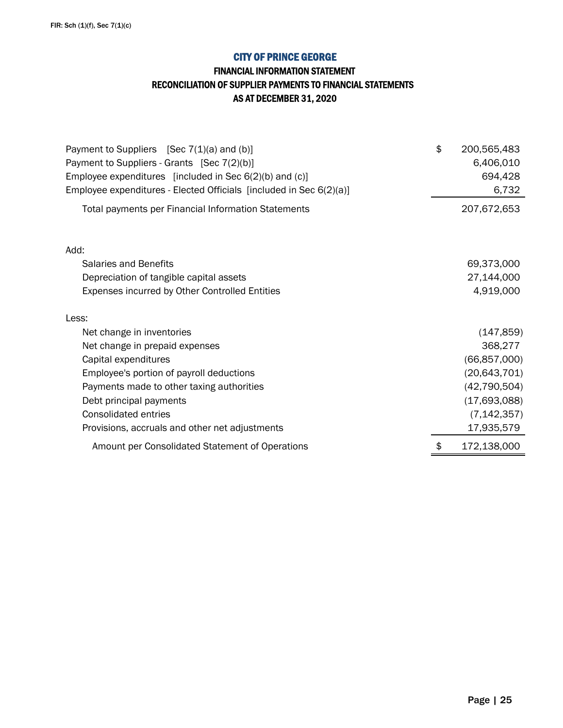FIR: Sch (1)(f), Sec 7(1)(c)

# CITY OF PRINCE GEORGE

## FINANCIAL INFORMATION STATEMENT
## RECONCILIATION OF SUPPLIER PAYMENTS TO FINANCIAL STATEMENTS
## AS AT DECEMBER 31, 2020

| | |
|---|---|
| Payment to Suppliers [Sec 7(1)(a) and (b)] | $ 200,565,483 |
| Payment to Suppliers - Grants [Sec 7(2)(b)] | 6,406,010 |
| Employee expenditures [included in Sec 6(2)(b) and (c)] | 694,428 |
| Employee expenditures - Elected Officials [included in Sec 6(2)(a)] | 6,732 |
| Total payments per Financial Information Statements | 207,672,653 |
| | |
| Add: | |
| Salaries and Benefits | 69,373,000 |
| Depreciation of tangible capital assets | 27,144,000 |
| Expenses incurred by Other Controlled Entities | 4,919,000 |
| | |
| Less: | |
| Net change in inventories | (147,859) |
| Net change in prepaid expenses | 368,277 |
| Capital expenditures | (66,857,000) |
| Employee's portion of payroll deductions | (20,643,701) |
| Payments made to other taxing authorities | (42,790,504) |
| Debt principal payments | (17,693,088) |
| Consolidated entries | (7,142,357) |
| Provisions, accruals and other net adjustments | 17,935,579 |
| Amount per Consolidated Statement of Operations | $ 172,138,000 |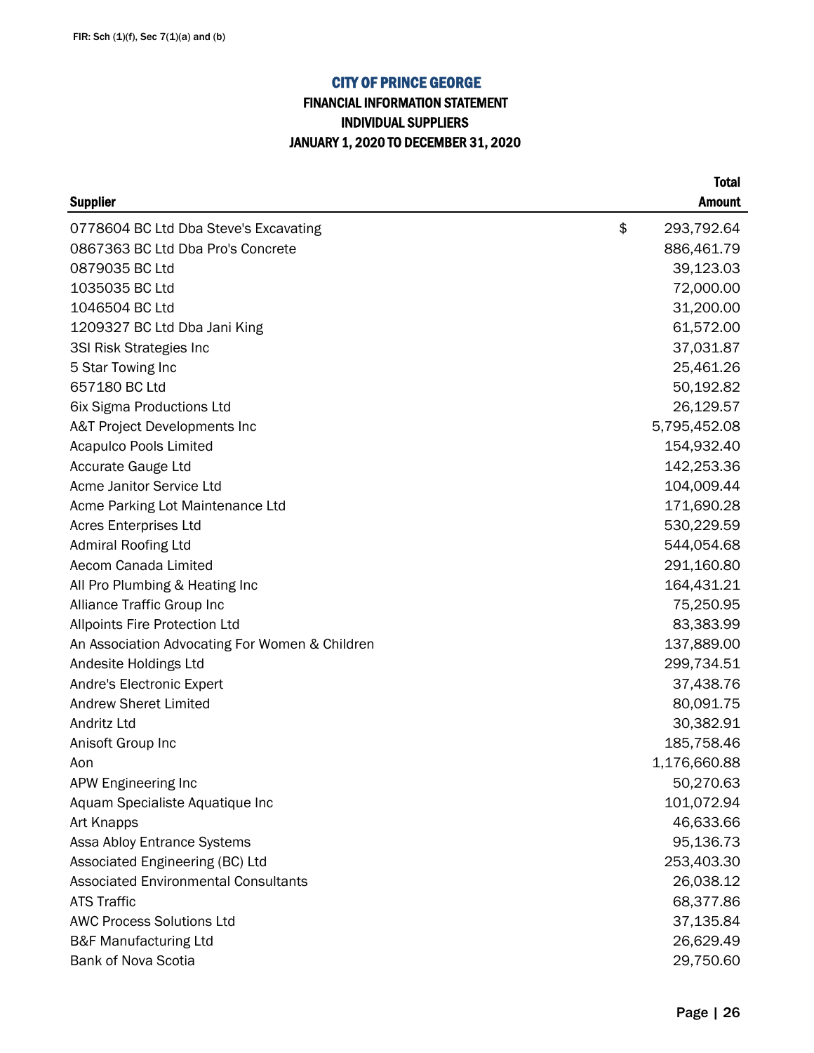FIR: Sch (1)(f), Sec 7(1)(a) and (b)

# CITY OF PRINCE GEORGE

## FINANCIAL INFORMATION STATEMENT

## INDIVIDUAL SUPPLIERS

## JANUARY 1, 2020 TO DECEMBER 31, 2020

| Supplier | Total Amount |
|---|---|
| 0778604 BC Ltd Dba Steve's Excavating | $ 293,792.64 |
| 0867363 BC Ltd Dba Pro's Concrete | 886,461.79 |
| 0879035 BC Ltd | 39,123.03 |
| 1035035 BC Ltd | 72,000.00 |
| 1046504 BC Ltd | 31,200.00 |
| 1209327 BC Ltd Dba Jani King | 61,572.00 |
| 3SI Risk Strategies Inc | 37,031.87 |
| 5 Star Towing Inc | 25,461.26 |
| 657180 BC Ltd | 50,192.82 |
| 6ix Sigma Productions Ltd | 26,129.57 |
| A&T Project Developments Inc | 5,795,452.08 |
| Acapulco Pools Limited | 154,932.40 |
| Accurate Gauge Ltd | 142,253.36 |
| Acme Janitor Service Ltd | 104,009.44 |
| Acme Parking Lot Maintenance Ltd | 171,690.28 |
| Acres Enterprises Ltd | 530,229.59 |
| Admiral Roofing Ltd | 544,054.68 |
| Aecom Canada Limited | 291,160.80 |
| All Pro Plumbing & Heating Inc | 164,431.21 |
| Alliance Traffic Group Inc | 75,250.95 |
| Allpoints Fire Protection Ltd | 83,383.99 |
| An Association Advocating For Women & Children | 137,889.00 |
| Andesite Holdings Ltd | 299,734.51 |
| Andre's Electronic Expert | 37,438.76 |
| Andrew Sheret Limited | 80,091.75 |
| Andritz Ltd | 30,382.91 |
| Anisoft Group Inc | 185,758.46 |
| Aon | 1,176,660.88 |
| APW Engineering Inc | 50,270.63 |
| Aquam Specialiste Aquatique Inc | 101,072.94 |
| Art Knapps | 46,633.66 |
| Assa Abloy Entrance Systems | 95,136.73 |
| Associated Engineering (BC) Ltd | 253,403.30 |
| Associated Environmental Consultants | 26,038.12 |
| ATS Traffic | 68,377.86 |
| AWC Process Solutions Ltd | 37,135.84 |
| B&F Manufacturing Ltd | 26,629.49 |
| Bank of Nova Scotia | 29,750.60 |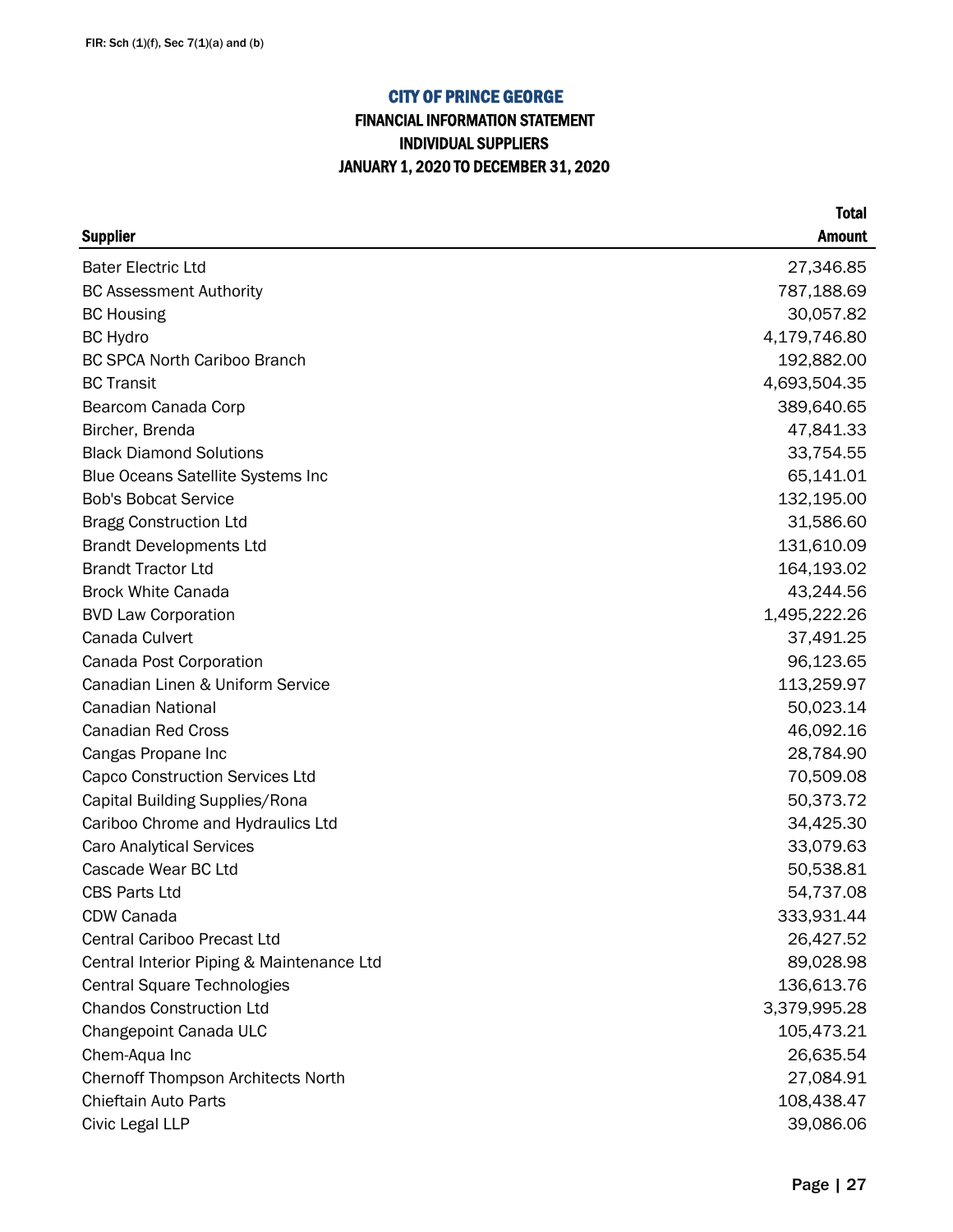FIR: Sch (1)(f), Sec 7(1)(a) and (b)

# CITY OF PRINCE GEORGE

## FINANCIAL INFORMATION STATEMENT
## INDIVIDUAL SUPPLIERS
## JANUARY 1, 2020 TO DECEMBER 31, 2020

| Supplier | Total Amount |
|---|---:|
| Bater Electric Ltd | 27,346.85 |
| BC Assessment Authority | 787,188.69 |
| BC Housing | 30,057.82 |
| BC Hydro | 4,179,746.80 |
| BC SPCA North Cariboo Branch | 192,882.00 |
| BC Transit | 4,693,504.35 |
| Bearcom Canada Corp | 389,640.65 |
| Bircher, Brenda | 47,841.33 |
| Black Diamond Solutions | 33,754.55 |
| Blue Oceans Satellite Systems Inc | 65,141.01 |
| Bob's Bobcat Service | 132,195.00 |
| Bragg Construction Ltd | 31,586.60 |
| Brandt Developments Ltd | 131,610.09 |
| Brandt Tractor Ltd | 164,193.02 |
| Brock White Canada | 43,244.56 |
| BVD Law Corporation | 1,495,222.26 |
| Canada Culvert | 37,491.25 |
| Canada Post Corporation | 96,123.65 |
| Canadian Linen & Uniform Service | 113,259.97 |
| Canadian National | 50,023.14 |
| Canadian Red Cross | 46,092.16 |
| Cangas Propane Inc | 28,784.90 |
| Capco Construction Services Ltd | 70,509.08 |
| Capital Building Supplies/Rona | 50,373.72 |
| Cariboo Chrome and Hydraulics Ltd | 34,425.30 |
| Caro Analytical Services | 33,079.63 |
| Cascade Wear BC Ltd | 50,538.81 |
| CBS Parts Ltd | 54,737.08 |
| CDW Canada | 333,931.44 |
| Central Cariboo Precast Ltd | 26,427.52 |
| Central Interior Piping & Maintenance Ltd | 89,028.98 |
| Central Square Technologies | 136,613.76 |
| Chandos Construction Ltd | 3,379,995.28 |
| Changepoint Canada ULC | 105,473.21 |
| Chem-Aqua Inc | 26,635.54 |
| Chernoff Thompson Architects North | 27,084.91 |
| Chieftain Auto Parts | 108,438.47 |
| Civic Legal LLP | 39,086.06 |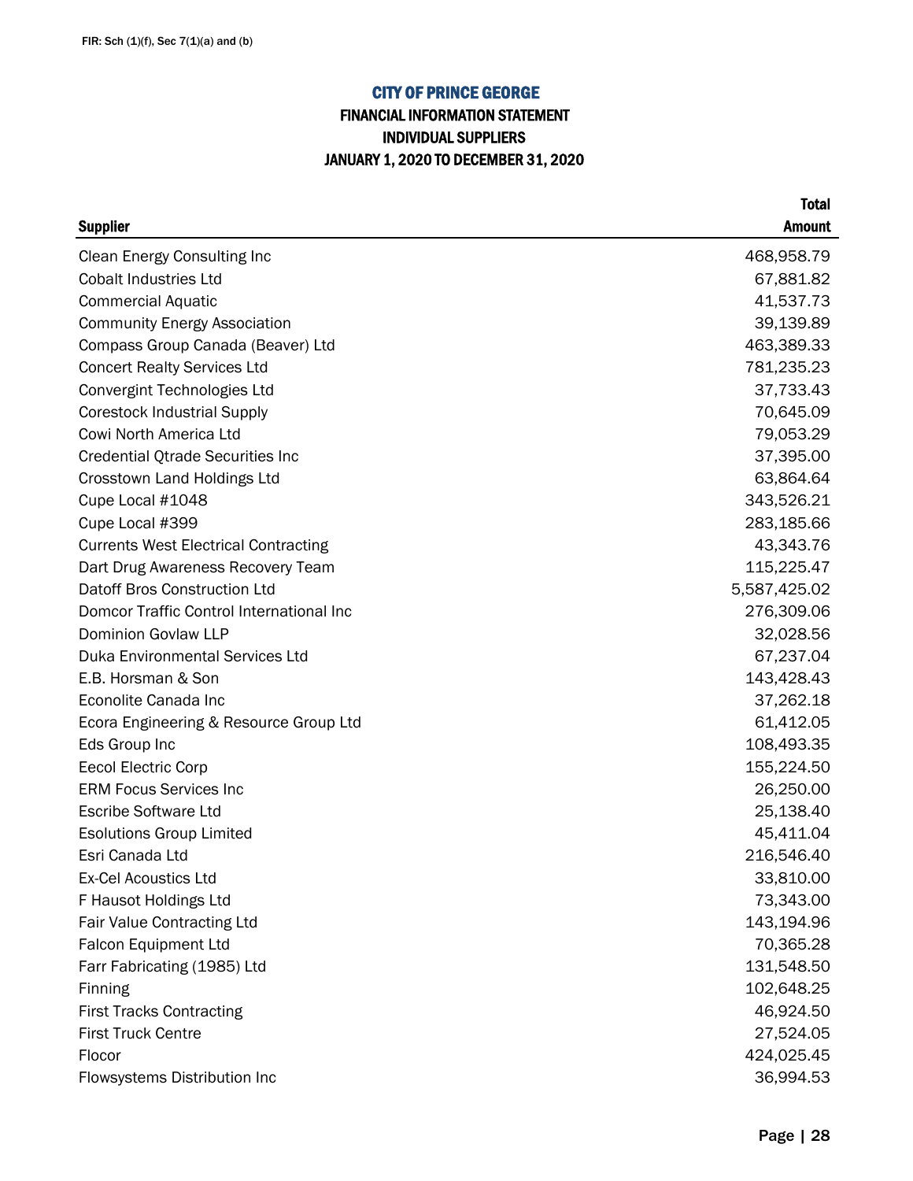FIR: Sch (1)(f), Sec 7(1)(a) and (b)

# CITY OF PRINCE GEORGE

## FINANCIAL INFORMATION STATEMENT
## INDIVIDUAL SUPPLIERS
## JANUARY 1, 2020 TO DECEMBER 31, 2020

| Supplier | Total Amount |
|---|---:|
| Clean Energy Consulting Inc | 468,958.79 |
| Cobalt Industries Ltd | 67,881.82 |
| Commercial Aquatic | 41,537.73 |
| Community Energy Association | 39,139.89 |
| Compass Group Canada (Beaver) Ltd | 463,389.33 |
| Concert Realty Services Ltd | 781,235.23 |
| Convergint Technologies Ltd | 37,733.43 |
| Corestock Industrial Supply | 70,645.09 |
| Cowi North America Ltd | 79,053.29 |
| Credential Qtrade Securities Inc | 37,395.00 |
| Crosstown Land Holdings Ltd | 63,864.64 |
| Cupe Local #1048 | 343,526.21 |
| Cupe Local #399 | 283,185.66 |
| Currents West Electrical Contracting | 43,343.76 |
| Dart Drug Awareness Recovery Team | 115,225.47 |
| Datoff Bros Construction Ltd | 5,587,425.02 |
| Domcor Traffic Control International Inc | 276,309.06 |
| Dominion Govlaw LLP | 32,028.56 |
| Duka Environmental Services Ltd | 67,237.04 |
| E.B. Horsman & Son | 143,428.43 |
| Econolite Canada Inc | 37,262.18 |
| Ecora Engineering & Resource Group Ltd | 61,412.05 |
| Eds Group Inc | 108,493.35 |
| Eecol Electric Corp | 155,224.50 |
| ERM Focus Services Inc | 26,250.00 |
| Escribe Software Ltd | 25,138.40 |
| Esolutions Group Limited | 45,411.04 |
| Esri Canada Ltd | 216,546.40 |
| Ex-Cel Acoustics Ltd | 33,810.00 |
| F Hausot Holdings Ltd | 73,343.00 |
| Fair Value Contracting Ltd | 143,194.96 |
| Falcon Equipment Ltd | 70,365.28 |
| Farr Fabricating (1985) Ltd | 131,548.50 |
| Finning | 102,648.25 |
| First Tracks Contracting | 46,924.50 |
| First Truck Centre | 27,524.05 |
| Flocor | 424,025.45 |
| Flowsystems Distribution Inc | 36,994.53 |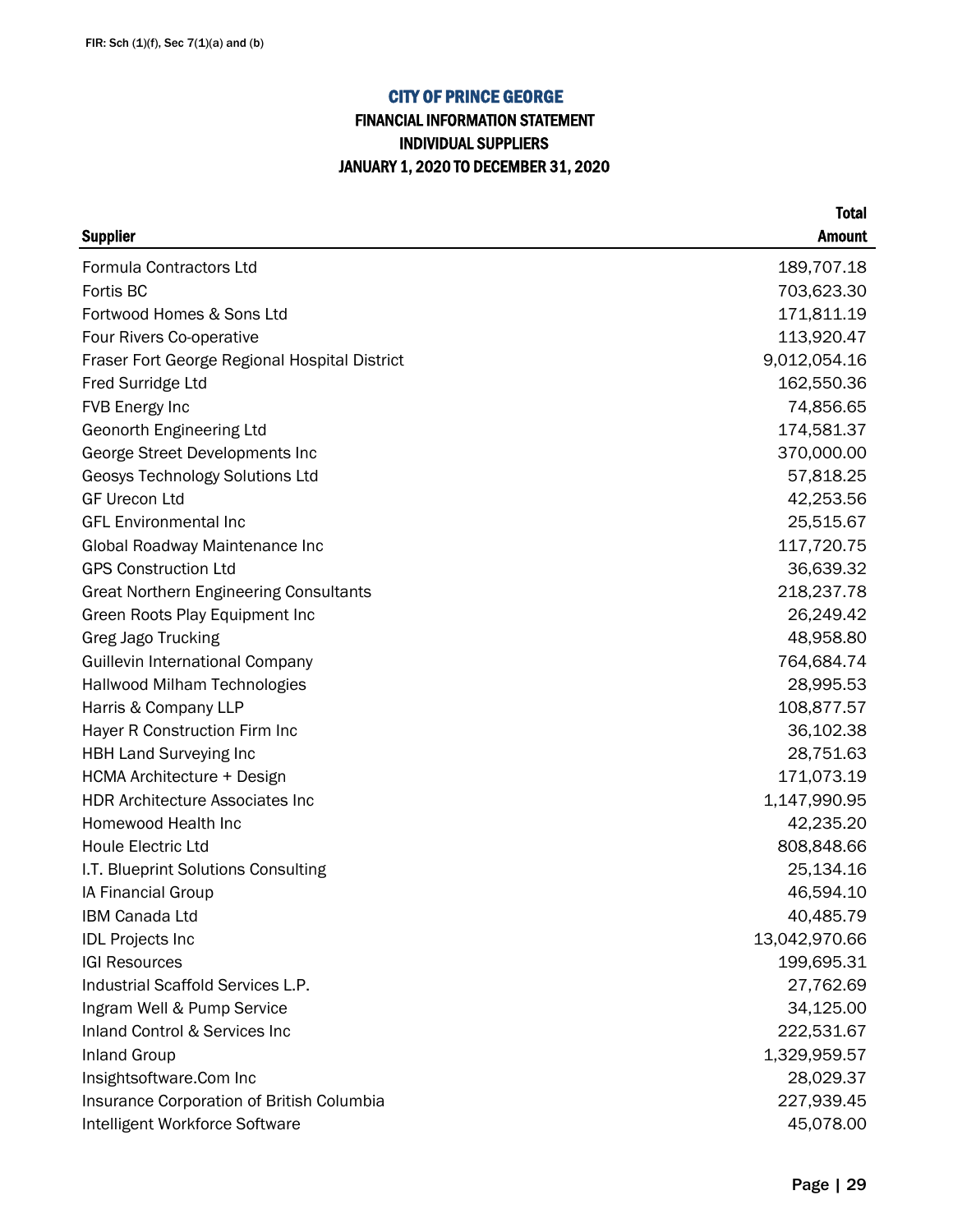FIR: Sch (1)(f), Sec 7(1)(a) and (b)

# CITY OF PRINCE GEORGE

## FINANCIAL INFORMATION STATEMENT
## INDIVIDUAL SUPPLIERS
## JANUARY 1, 2020 TO DECEMBER 31, 2020

| Supplier | Total Amount |
|---|---:|
| Formula Contractors Ltd | 189,707.18 |
| Fortis BC | 703,623.30 |
| Fortwood Homes & Sons Ltd | 171,811.19 |
| Four Rivers Co-operative | 113,920.47 |
| Fraser Fort George Regional Hospital District | 9,012,054.16 |
| Fred Surridge Ltd | 162,550.36 |
| FVB Energy Inc | 74,856.65 |
| Geonorth Engineering Ltd | 174,581.37 |
| George Street Developments Inc | 370,000.00 |
| Geosys Technology Solutions Ltd | 57,818.25 |
| GF Urecon Ltd | 42,253.56 |
| GFL Environmental Inc | 25,515.67 |
| Global Roadway Maintenance Inc | 117,720.75 |
| GPS Construction Ltd | 36,639.32 |
| Great Northern Engineering Consultants | 218,237.78 |
| Green Roots Play Equipment Inc | 26,249.42 |
| Greg Jago Trucking | 48,958.80 |
| Guillevin International Company | 764,684.74 |
| Hallwood Milham Technologies | 28,995.53 |
| Harris & Company LLP | 108,877.57 |
| Hayer R Construction Firm Inc | 36,102.38 |
| HBH Land Surveying Inc | 28,751.63 |
| HCMA Architecture + Design | 171,073.19 |
| HDR Architecture Associates Inc | 1,147,990.95 |
| Homewood Health Inc | 42,235.20 |
| Houle Electric Ltd | 808,848.66 |
| I.T. Blueprint Solutions Consulting | 25,134.16 |
| IA Financial Group | 46,594.10 |
| IBM Canada Ltd | 40,485.79 |
| IDL Projects Inc | 13,042,970.66 |
| IGI Resources | 199,695.31 |
| Industrial Scaffold Services L.P. | 27,762.69 |
| Ingram Well & Pump Service | 34,125.00 |
| Inland Control & Services Inc | 222,531.67 |
| Inland Group | 1,329,959.57 |
| Insightsoftware.Com Inc | 28,029.37 |
| Insurance Corporation of British Columbia | 227,939.45 |
| Intelligent Workforce Software | 45,078.00 |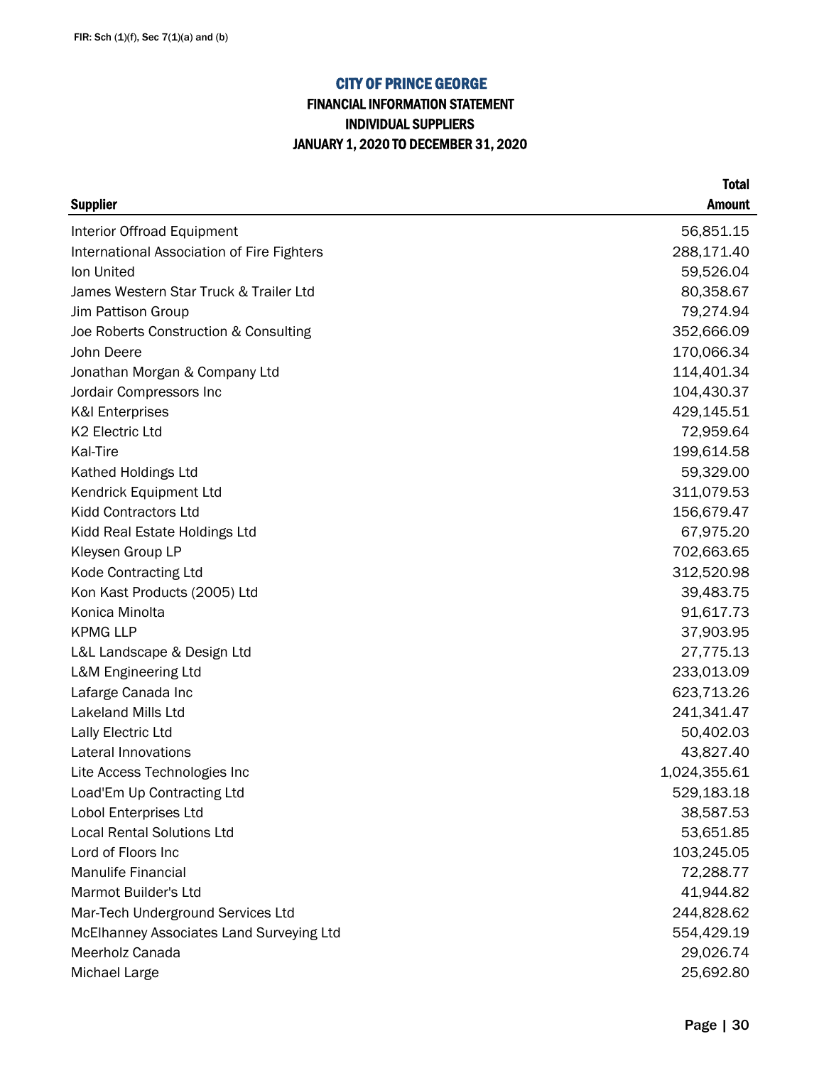FIR: Sch (1)(f), Sec 7(1)(a) and (b)

# CITY OF PRINCE GEORGE

## FINANCIAL INFORMATION STATEMENT
## INDIVIDUAL SUPPLIERS
## JANUARY 1, 2020 TO DECEMBER 31, 2020

| Supplier | Total Amount |
|---|---:|
| Interior Offroad Equipment | 56,851.15 |
| International Association of Fire Fighters | 288,171.40 |
| Ion United | 59,526.04 |
| James Western Star Truck & Trailer Ltd | 80,358.67 |
| Jim Pattison Group | 79,274.94 |
| Joe Roberts Construction & Consulting | 352,666.09 |
| John Deere | 170,066.34 |
| Jonathan Morgan & Company Ltd | 114,401.34 |
| Jordair Compressors Inc | 104,430.37 |
| K&I Enterprises | 429,145.51 |
| K2 Electric Ltd | 72,959.64 |
| Kal-Tire | 199,614.58 |
| Kathed Holdings Ltd | 59,329.00 |
| Kendrick Equipment Ltd | 311,079.53 |
| Kidd Contractors Ltd | 156,679.47 |
| Kidd Real Estate Holdings Ltd | 67,975.20 |
| Kleysen Group LP | 702,663.65 |
| Kode Contracting Ltd | 312,520.98 |
| Kon Kast Products (2005) Ltd | 39,483.75 |
| Konica Minolta | 91,617.73 |
| KPMG LLP | 37,903.95 |
| L&L Landscape & Design Ltd | 27,775.13 |
| L&M Engineering Ltd | 233,013.09 |
| Lafarge Canada Inc | 623,713.26 |
| Lakeland Mills Ltd | 241,341.47 |
| Lally Electric Ltd | 50,402.03 |
| Lateral Innovations | 43,827.40 |
| Lite Access Technologies Inc | 1,024,355.61 |
| Load'Em Up Contracting Ltd | 529,183.18 |
| Lobol Enterprises Ltd | 38,587.53 |
| Local Rental Solutions Ltd | 53,651.85 |
| Lord of Floors Inc | 103,245.05 |
| Manulife Financial | 72,288.77 |
| Marmot Builder's Ltd | 41,944.82 |
| Mar-Tech Underground Services Ltd | 244,828.62 |
| McElhanney Associates Land Surveying Ltd | 554,429.19 |
| Meerholz Canada | 29,026.74 |
| Michael Large | 25,692.80 |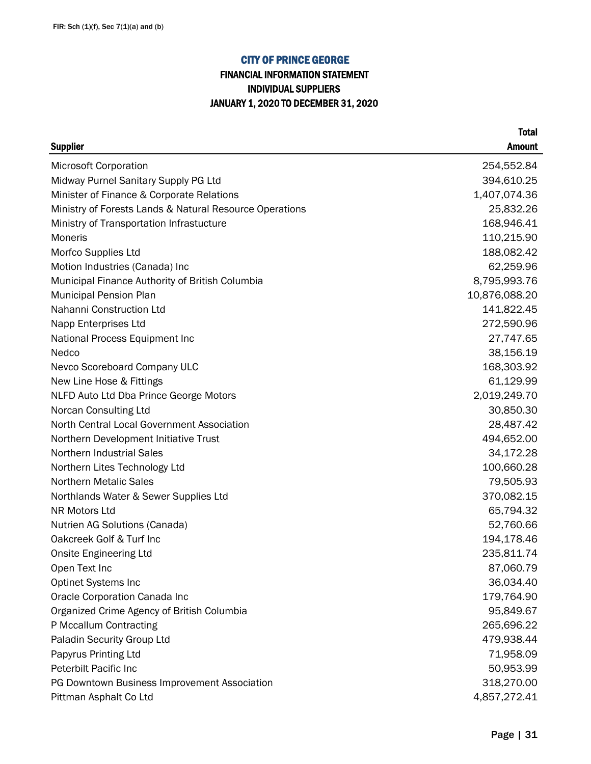FIR: Sch (1)(f), Sec 7(1)(a) and (b)

# CITY OF PRINCE GEORGE

## FINANCIAL INFORMATION STATEMENT
## INDIVIDUAL SUPPLIERS
## JANUARY 1, 2020 TO DECEMBER 31, 2020

| Supplier | Total Amount |
|---|---:|
| Microsoft Corporation | 254,552.84 |
| Midway Purnel Sanitary Supply PG Ltd | 394,610.25 |
| Minister of Finance & Corporate Relations | 1,407,074.36 |
| Ministry of Forests Lands & Natural Resource Operations | 25,832.26 |
| Ministry of Transportation Infrastucture | 168,946.41 |
| Moneris | 110,215.90 |
| Morfco Supplies Ltd | 188,082.42 |
| Motion Industries (Canada) Inc | 62,259.96 |
| Municipal Finance Authority of British Columbia | 8,795,993.76 |
| Municipal Pension Plan | 10,876,088.20 |
| Nahanni Construction Ltd | 141,822.45 |
| Napp Enterprises Ltd | 272,590.96 |
| National Process Equipment Inc | 27,747.65 |
| Nedco | 38,156.19 |
| Nevco Scoreboard Company ULC | 168,303.92 |
| New Line Hose & Fittings | 61,129.99 |
| NLFD Auto Ltd Dba Prince George Motors | 2,019,249.70 |
| Norcan Consulting Ltd | 30,850.30 |
| North Central Local Government Association | 28,487.42 |
| Northern Development Initiative Trust | 494,652.00 |
| Northern Industrial Sales | 34,172.28 |
| Northern Lites Technology Ltd | 100,660.28 |
| Northern Metalic Sales | 79,505.93 |
| Northlands Water & Sewer Supplies Ltd | 370,082.15 |
| NR Motors Ltd | 65,794.32 |
| Nutrien AG Solutions (Canada) | 52,760.66 |
| Oakcreek Golf & Turf Inc | 194,178.46 |
| Onsite Engineering Ltd | 235,811.74 |
| Open Text Inc | 87,060.79 |
| Optinet Systems Inc | 36,034.40 |
| Oracle Corporation Canada Inc | 179,764.90 |
| Organized Crime Agency of British Columbia | 95,849.67 |
| P Mccallum Contracting | 265,696.22 |
| Paladin Security Group Ltd | 479,938.44 |
| Papyrus Printing Ltd | 71,958.09 |
| Peterbilt Pacific Inc | 50,953.99 |
| PG Downtown Business Improvement Association | 318,270.00 |
| Pittman Asphalt Co Ltd | 4,857,272.41 |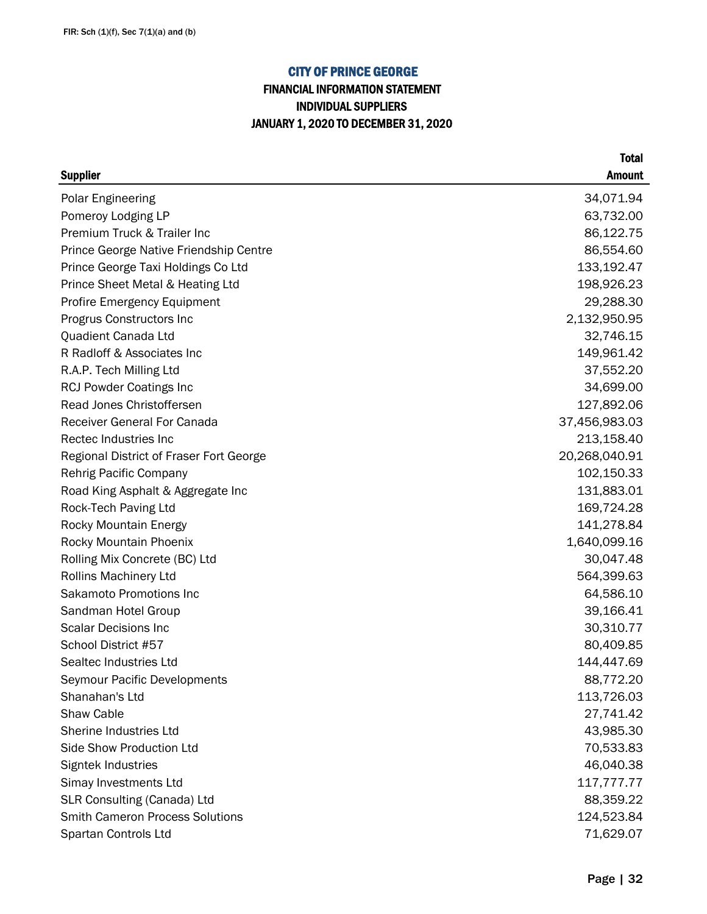FIR: Sch (1)(f), Sec 7(1)(a) and (b)

# CITY OF PRINCE GEORGE

## FINANCIAL INFORMATION STATEMENT
## INDIVIDUAL SUPPLIERS
## JANUARY 1, 2020 TO DECEMBER 31, 2020

| Supplier | Total Amount |
|---|---|
| Polar Engineering | 34,071.94 |
| Pomeroy Lodging LP | 63,732.00 |
| Premium Truck & Trailer Inc | 86,122.75 |
| Prince George Native Friendship Centre | 86,554.60 |
| Prince George Taxi Holdings Co Ltd | 133,192.47 |
| Prince Sheet Metal & Heating Ltd | 198,926.23 |
| Profire Emergency Equipment | 29,288.30 |
| Progrus Constructors Inc | 2,132,950.95 |
| Quadient Canada Ltd | 32,746.15 |
| R Radloff & Associates Inc | 149,961.42 |
| R.A.P. Tech Milling Ltd | 37,552.20 |
| RCJ Powder Coatings Inc | 34,699.00 |
| Read Jones Christoffersen | 127,892.06 |
| Receiver General For Canada | 37,456,983.03 |
| Rectec Industries Inc | 213,158.40 |
| Regional District of Fraser Fort George | 20,268,040.91 |
| Rehrig Pacific Company | 102,150.33 |
| Road King Asphalt & Aggregate Inc | 131,883.01 |
| Rock-Tech Paving Ltd | 169,724.28 |
| Rocky Mountain Energy | 141,278.84 |
| Rocky Mountain Phoenix | 1,640,099.16 |
| Rolling Mix Concrete (BC) Ltd | 30,047.48 |
| Rollins Machinery Ltd | 564,399.63 |
| Sakamoto Promotions Inc | 64,586.10 |
| Sandman Hotel Group | 39,166.41 |
| Scalar Decisions Inc | 30,310.77 |
| School District #57 | 80,409.85 |
| Sealtec Industries Ltd | 144,447.69 |
| Seymour Pacific Developments | 88,772.20 |
| Shanahan's Ltd | 113,726.03 |
| Shaw Cable | 27,741.42 |
| Sherine Industries Ltd | 43,985.30 |
| Side Show Production Ltd | 70,533.83 |
| Signtek Industries | 46,040.38 |
| Simay Investments Ltd | 117,777.77 |
| SLR Consulting (Canada) Ltd | 88,359.22 |
| Smith Cameron Process Solutions | 124,523.84 |
| Spartan Controls Ltd | 71,629.07 |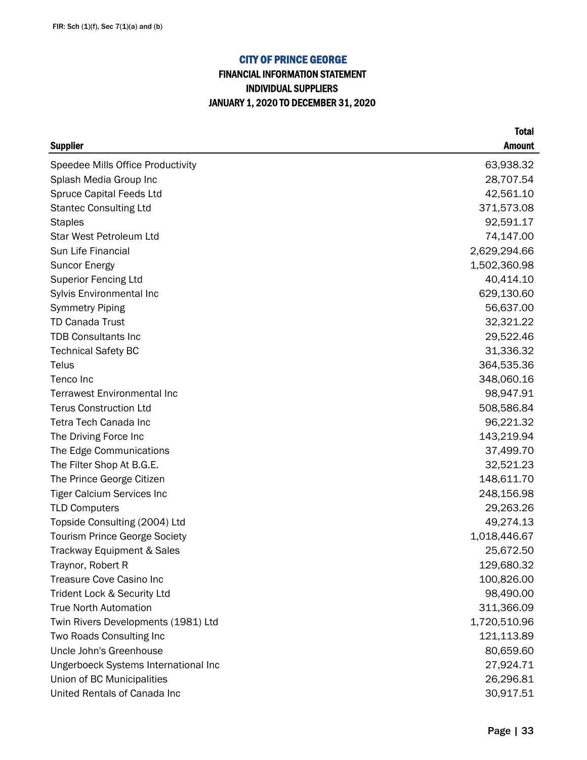FIR: Sch (1)(f), Sec 7(1)(a) and (b)

# CITY OF PRINCE GEORGE

## FINANCIAL INFORMATION STATEMENT
## INDIVIDUAL SUPPLIERS
## JANUARY 1, 2020 TO DECEMBER 31, 2020

| Supplier | Total Amount |
|---|---:|
| Speedee Mills Office Productivity | 63,938.32 |
| Splash Media Group Inc | 28,707.54 |
| Spruce Capital Feeds Ltd | 42,561.10 |
| Stantec Consulting Ltd | 371,573.08 |
| Staples | 92,591.17 |
| Star West Petroleum Ltd | 74,147.00 |
| Sun Life Financial | 2,629,294.66 |
| Suncor Energy | 1,502,360.98 |
| Superior Fencing Ltd | 40,414.10 |
| Sylvis Environmental Inc | 629,130.60 |
| Symmetry Piping | 56,637.00 |
| TD Canada Trust | 32,321.22 |
| TDB Consultants Inc | 29,522.46 |
| Technical Safety BC | 31,336.32 |
| Telus | 364,535.36 |
| Tenco Inc | 348,060.16 |
| Terrawest Environmental Inc | 98,947.91 |
| Terus Construction Ltd | 508,586.84 |
| Tetra Tech Canada Inc | 96,221.32 |
| The Driving Force Inc | 143,219.94 |
| The Edge Communications | 37,499.70 |
| The Filter Shop At B.G.E. | 32,521.23 |
| The Prince George Citizen | 148,611.70 |
| Tiger Calcium Services Inc | 248,156.98 |
| TLD Computers | 29,263.26 |
| Topside Consulting (2004) Ltd | 49,274.13 |
| Tourism Prince George Society | 1,018,446.67 |
| Trackway Equipment & Sales | 25,672.50 |
| Traynor, Robert R | 129,680.32 |
| Treasure Cove Casino Inc | 100,826.00 |
| Trident Lock & Security Ltd | 98,490.00 |
| True North Automation | 311,366.09 |
| Twin Rivers Developments (1981) Ltd | 1,720,510.96 |
| Two Roads Consulting Inc | 121,113.89 |
| Uncle John's Greenhouse | 80,659.60 |
| Ungerboeck Systems International Inc | 27,924.71 |
| Union of BC Municipalities | 26,296.81 |
| United Rentals of Canada Inc | 30,917.51 |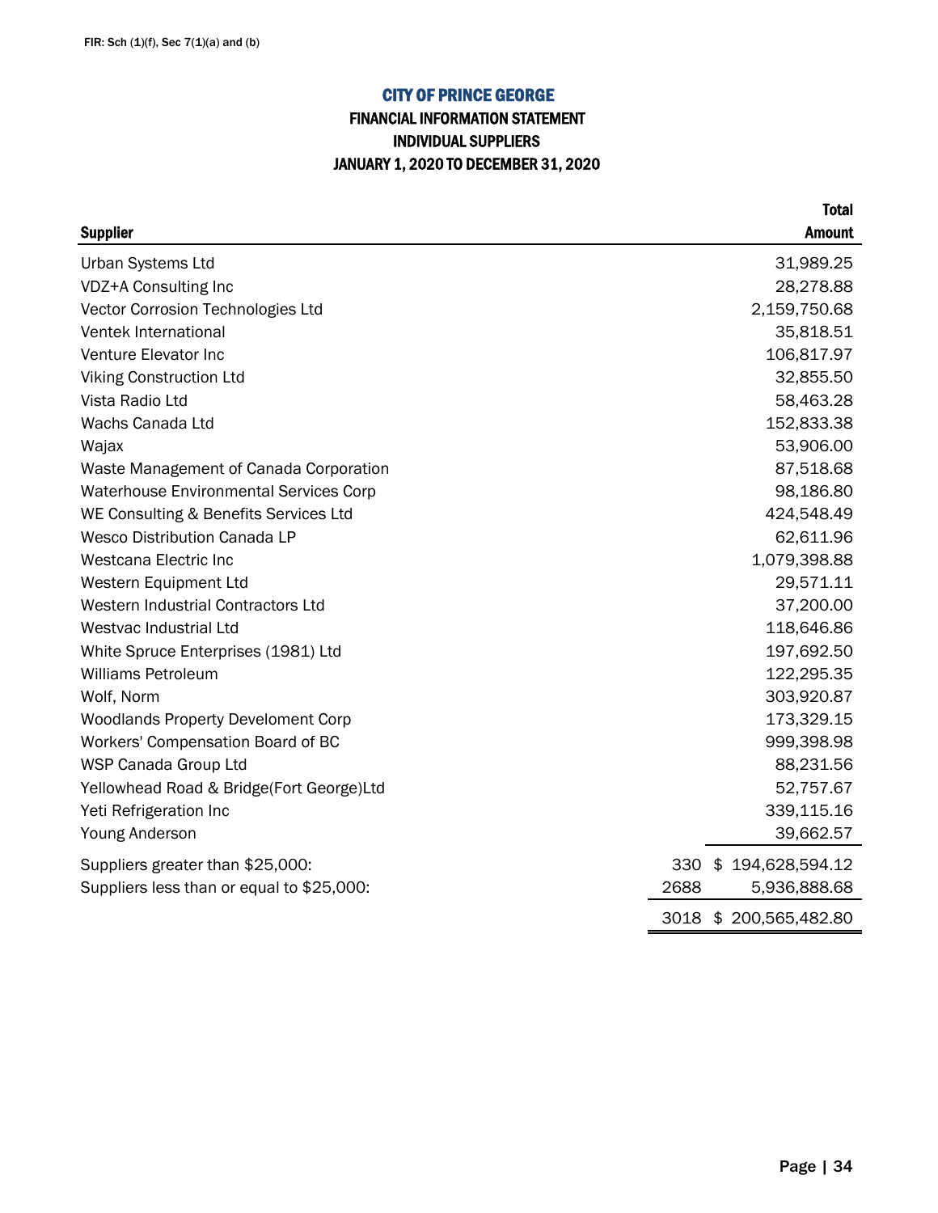FIR: Sch (1)(f), Sec 7(1)(a) and (b)

# CITY OF PRINCE GEORGE

## FINANCIAL INFORMATION STATEMENT

## INDIVIDUAL SUPPLIERS

## JANUARY 1, 2020 TO DECEMBER 31, 2020

| Supplier | | Total Amount |
|---|---|---|
| Urban Systems Ltd | | 31,989.25 |
| VDZ+A Consulting Inc | | 28,278.88 |
| Vector Corrosion Technologies Ltd | | 2,159,750.68 |
| Ventek International | | 35,818.51 |
| Venture Elevator Inc | | 106,817.97 |
| Viking Construction Ltd | | 32,855.50 |
| Vista Radio Ltd | | 58,463.28 |
| Wachs Canada Ltd | | 152,833.38 |
| Wajax | | 53,906.00 |
| Waste Management of Canada Corporation | | 87,518.68 |
| Waterhouse Environmental Services Corp | | 98,186.80 |
| WE Consulting & Benefits Services Ltd | | 424,548.49 |
| Wesco Distribution Canada LP | | 62,611.96 |
| Westcana Electric Inc | | 1,079,398.88 |
| Western Equipment Ltd | | 29,571.11 |
| Western Industrial Contractors Ltd | | 37,200.00 |
| Westvac Industrial Ltd | | 118,646.86 |
| White Spruce Enterprises (1981) Ltd | | 197,692.50 |
| Williams Petroleum | | 122,295.35 |
| Wolf, Norm | | 303,920.87 |
| Woodlands Property Develoment Corp | | 173,329.15 |
| Workers' Compensation Board of BC | | 999,398.98 |
| WSP Canada Group Ltd | | 88,231.56 |
| Yellowhead Road & Bridge(Fort George)Ltd | | 52,757.67 |
| Yeti Refrigeration Inc | | 339,115.16 |
| Young Anderson | | 39,662.57 |
| Suppliers greater than $25,000: | 330 | $ 194,628,594.12 |
| Suppliers less than or equal to $25,000: | 2688 | 5,936,888.68 |
| | 3018 | $ 200,565,482.80 |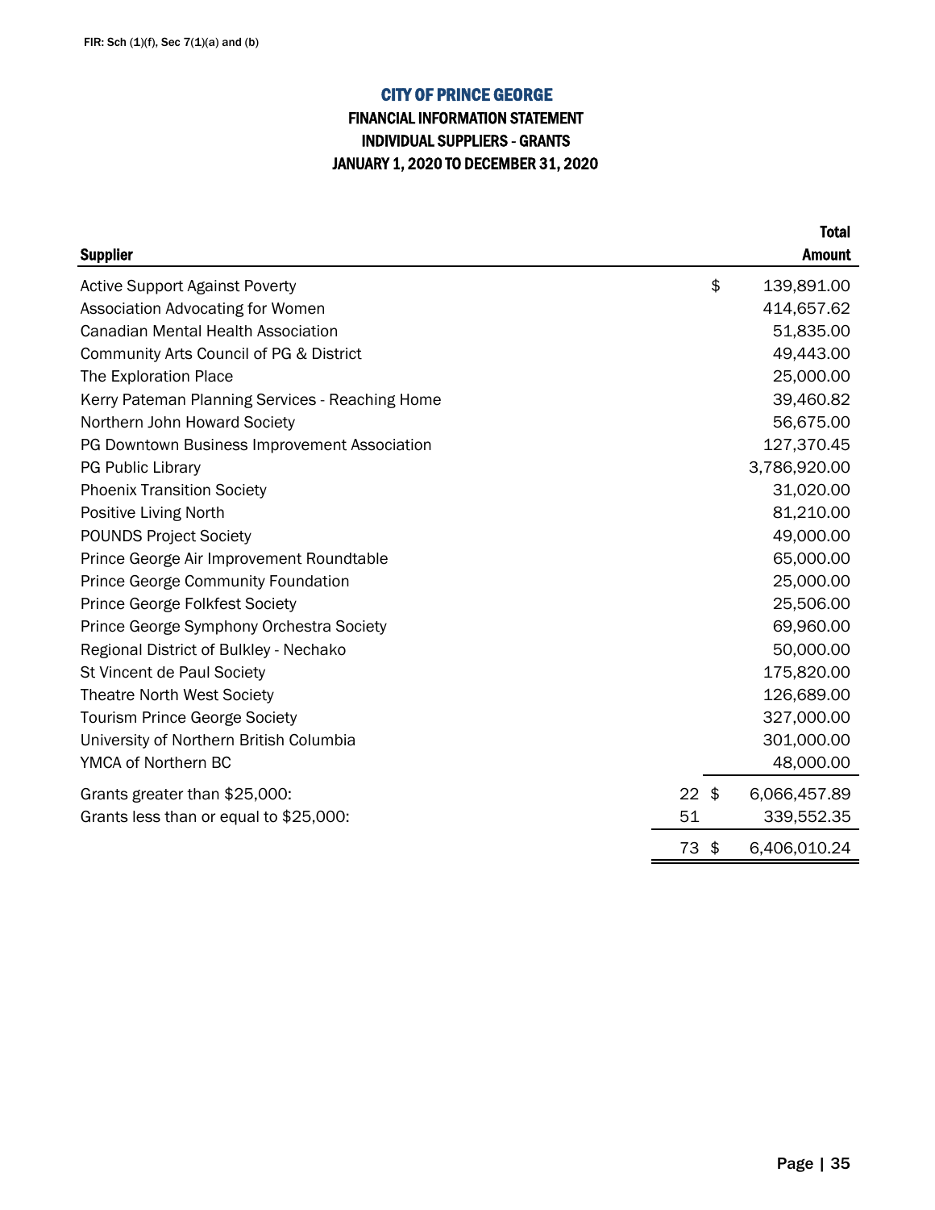FIR: Sch (1)(f), Sec 7(1)(a) and (b)

# CITY OF PRINCE GEORGE

## FINANCIAL INFORMATION STATEMENT

## INDIVIDUAL SUPPLIERS - GRANTS

## JANUARY 1, 2020 TO DECEMBER 31, 2020

| Supplier | | Total Amount |
|---|---|---|
| Active Support Against Poverty | | $ 139,891.00 |
| Association Advocating for Women | | 414,657.62 |
| Canadian Mental Health Association | | 51,835.00 |
| Community Arts Council of PG & District | | 49,443.00 |
| The Exploration Place | | 25,000.00 |
| Kerry Pateman Planning Services - Reaching Home | | 39,460.82 |
| Northern John Howard Society | | 56,675.00 |
| PG Downtown Business Improvement Association | | 127,370.45 |
| PG Public Library | | 3,786,920.00 |
| Phoenix Transition Society | | 31,020.00 |
| Positive Living North | | 81,210.00 |
| POUNDS Project Society | | 49,000.00 |
| Prince George Air Improvement Roundtable | | 65,000.00 |
| Prince George Community Foundation | | 25,000.00 |
| Prince George Folkfest Society | | 25,506.00 |
| Prince George Symphony Orchestra Society | | 69,960.00 |
| Regional District of Bulkley - Nechako | | 50,000.00 |
| St Vincent de Paul Society | | 175,820.00 |
| Theatre North West Society | | 126,689.00 |
| Tourism Prince George Society | | 327,000.00 |
| University of Northern British Columbia | | 301,000.00 |
| YMCA of Northern BC | | 48,000.00 |
| Grants greater than $25,000: | 22 | $ 6,066,457.89 |
| Grants less than or equal to $25,000: | 51 | 339,552.35 |
| | 73 | $ 6,406,010.24 |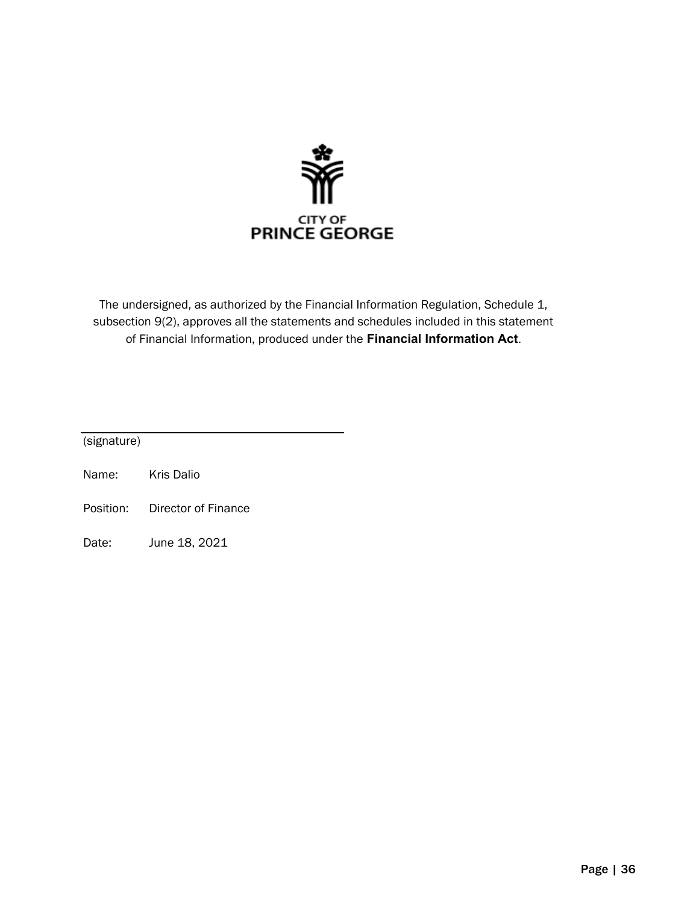CITY OF
PRINCE GEORGE

The undersigned, as authorized by the Financial Information Regulation, Schedule 1, subsection 9(2), approves all the statements and schedules included in this statement of Financial Information, produced under the **Financial Information Act**.

(signature)

Name: Kris Dalio

Position: Director of Finance

Date: June 18, 2021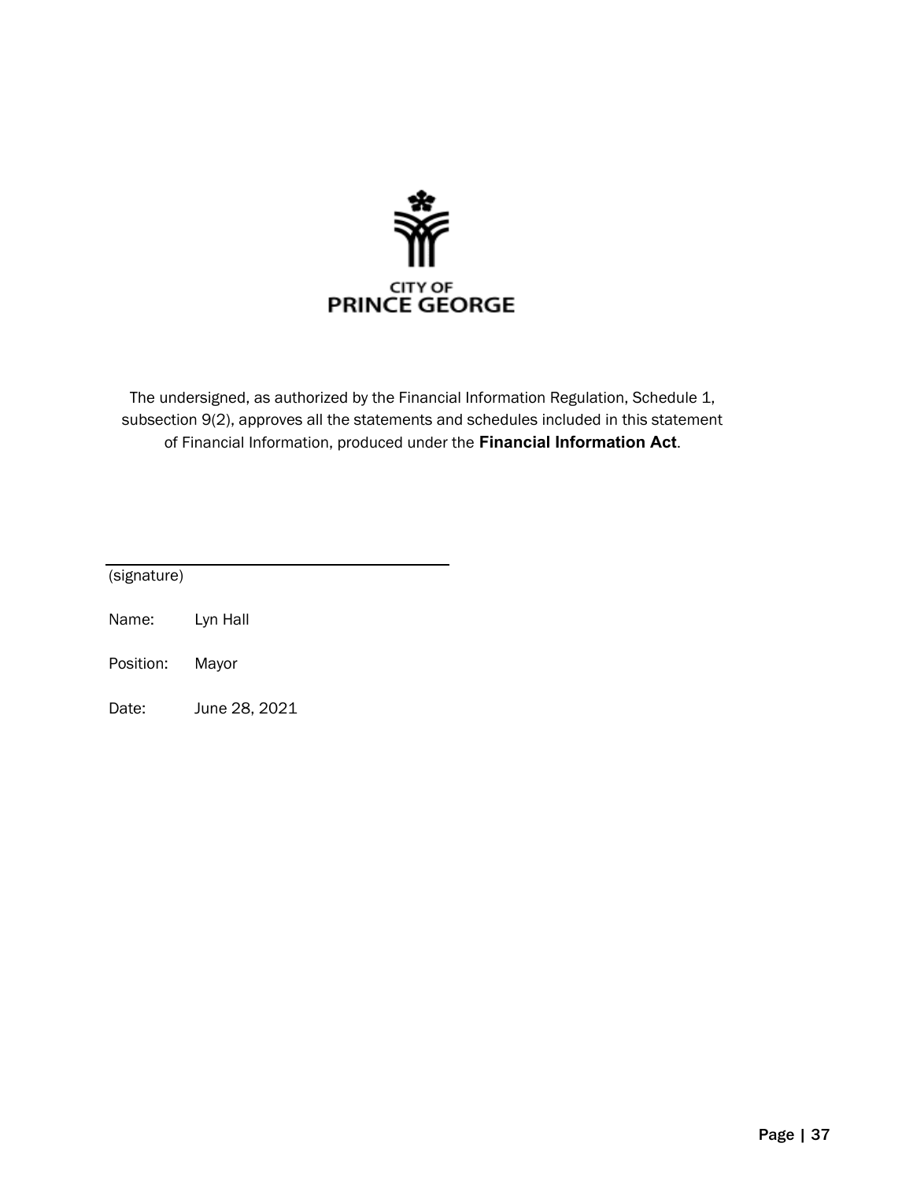CITY OF
PRINCE GEORGE

The undersigned, as authorized by the Financial Information Regulation, Schedule 1, subsection 9(2), approves all the statements and schedules included in this statement of Financial Information, produced under the **Financial Information Act**.

(signature)

Name: Lyn Hall

Position: Mayor

Date: June 28, 2021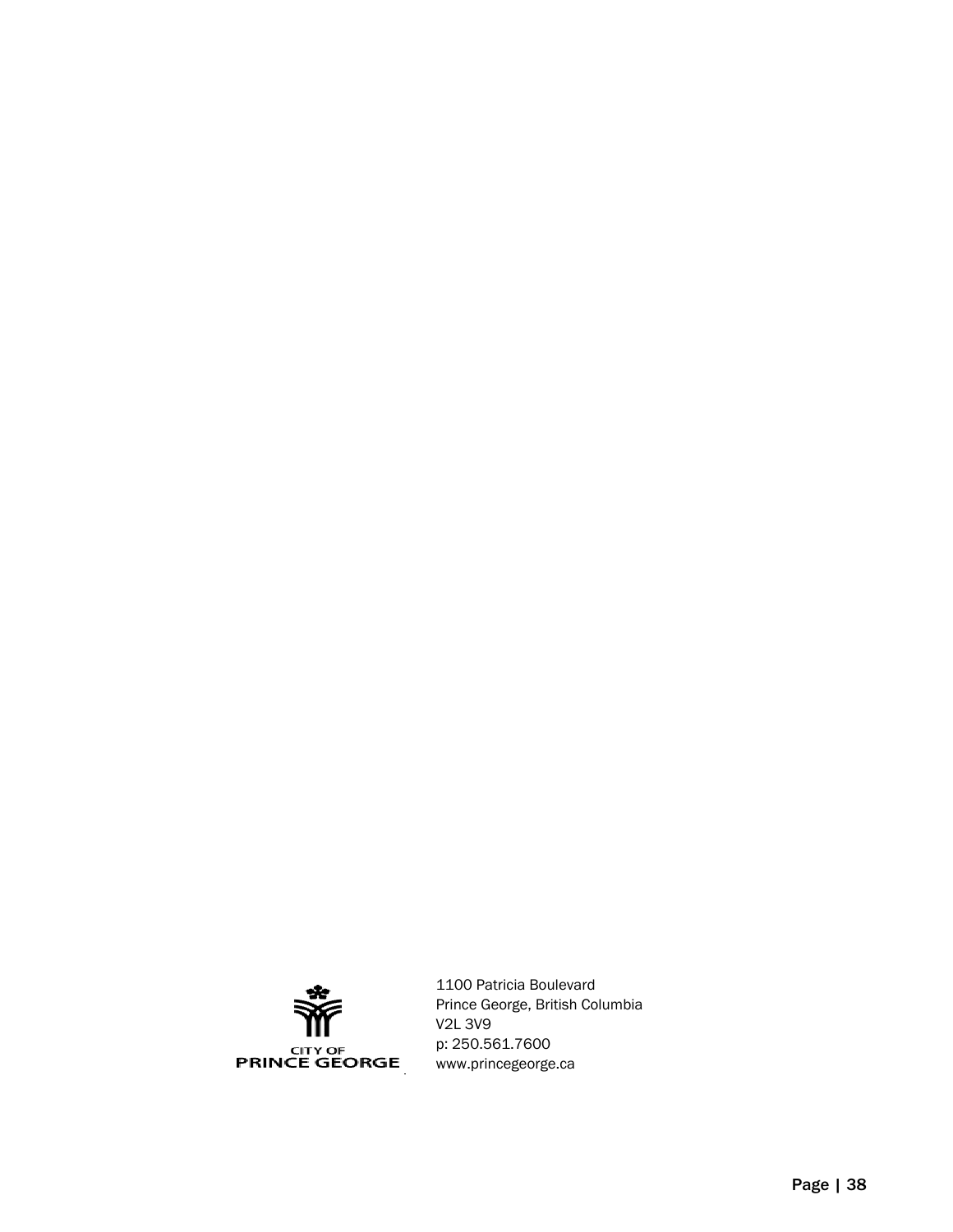CITY OF
PRINCE GEORGE

1100 Patricia Boulevard
Prince George, British Columbia
V2L 3V9
p: 250.561.7600
www.princegeorge.ca